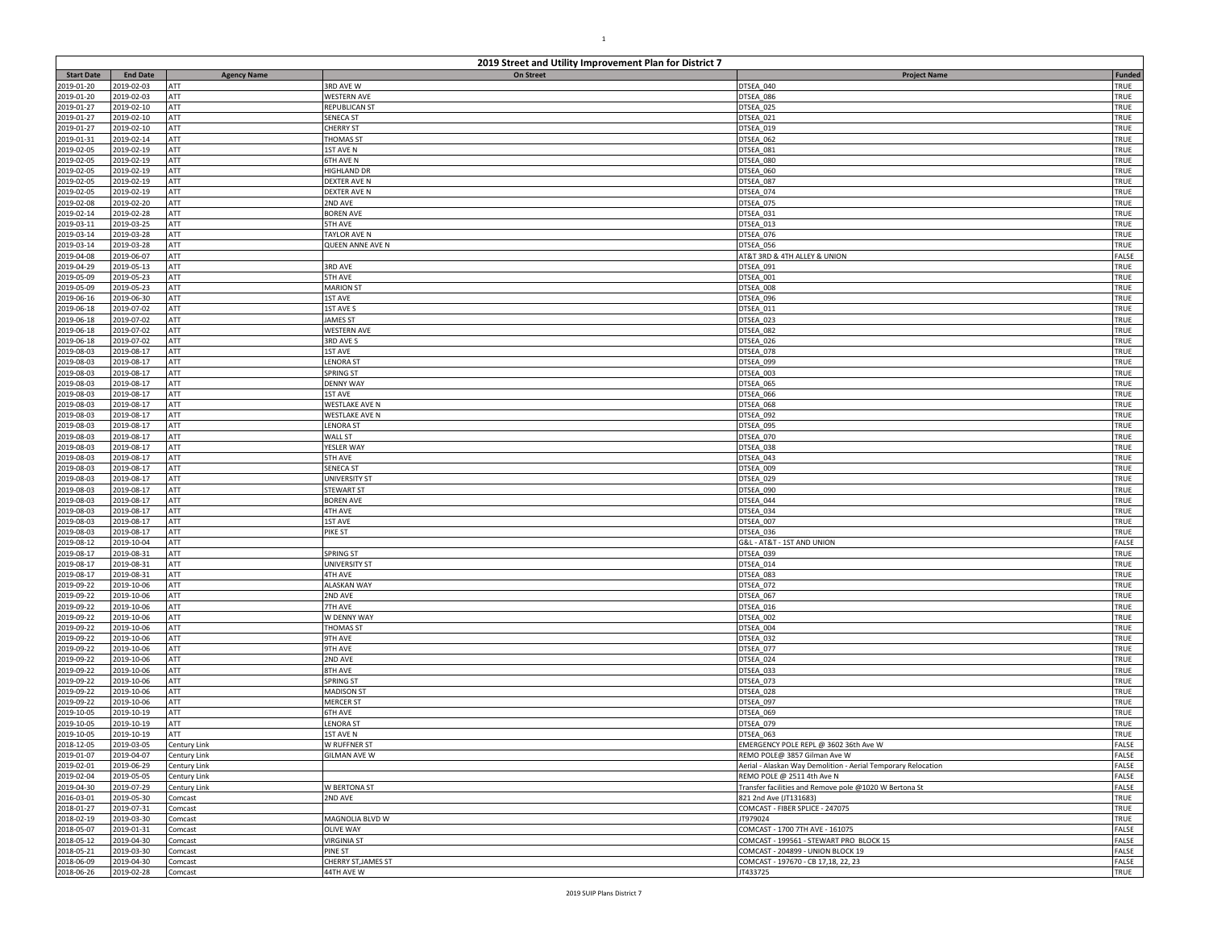## 2019 Street and Utility Improvement Plan for District 7

| Start Date | End Date | Agency Name | On Street | Project Name | Funded |
|---|---|---|---|---|---|
| 2019-01-20 | 2019-02-03 | ATT | 3RD AVE W | DTSEA_040 | TRUE |
| 2019-01-20 | 2019-02-03 | ATT | WESTERN AVE | DTSEA_086 | TRUE |
| 2019-01-27 | 2019-02-10 | ATT | REPUBLICAN ST | DTSEA_025 | TRUE |
| 2019-01-27 | 2019-02-10 | ATT | SENECA ST | DTSEA_021 | TRUE |
| 2019-01-27 | 2019-02-10 | ATT | CHERRY ST | DTSEA_019 | TRUE |
| 2019-01-31 | 2019-02-14 | ATT | THOMAS ST | DTSEA_062 | TRUE |
| 2019-02-05 | 2019-02-19 | ATT | 1ST AVE N | DTSEA_081 | TRUE |
| 2019-02-05 | 2019-02-19 | ATT | 6TH AVE N | DTSEA_080 | TRUE |
| 2019-02-05 | 2019-02-19 | ATT | HIGHLAND DR | DTSEA_060 | TRUE |
| 2019-02-05 | 2019-02-19 | ATT | DEXTER AVE N | DTSEA_087 | TRUE |
| 2019-02-05 | 2019-02-19 | ATT | DEXTER AVE N | DTSEA_074 | TRUE |
| 2019-02-08 | 2019-02-20 | ATT | 2ND AVE | DTSEA_075 | TRUE |
| 2019-02-14 | 2019-02-28 | ATT | BOREN AVE | DTSEA_031 | TRUE |
| 2019-03-11 | 2019-03-25 | ATT | 5TH AVE | DTSEA_013 | TRUE |
| 2019-03-14 | 2019-03-28 | ATT | TAYLOR AVE N | DTSEA_076 | TRUE |
| 2019-03-14 | 2019-03-28 | ATT | QUEEN ANNE AVE N | DTSEA_056 | TRUE |
| 2019-04-08 | 2019-06-07 | ATT | | AT&T 3RD & 4TH ALLEY & UNION | FALSE |
| 2019-04-29 | 2019-05-13 | ATT | 3RD AVE | DTSEA_091 | TRUE |
| 2019-05-09 | 2019-05-23 | ATT | 5TH AVE | DTSEA_001 | TRUE |
| 2019-05-09 | 2019-05-23 | ATT | MARION ST | DTSEA_008 | TRUE |
| 2019-06-16 | 2019-06-30 | ATT | 1ST AVE | DTSEA_096 | TRUE |
| 2019-06-18 | 2019-07-02 | ATT | 1ST AVE S | DTSEA_011 | TRUE |
| 2019-06-18 | 2019-07-02 | ATT | JAMES ST | DTSEA_023 | TRUE |
| 2019-06-18 | 2019-07-02 | ATT | WESTERN AVE | DTSEA_082 | TRUE |
| 2019-06-18 | 2019-07-02 | ATT | 3RD AVE S | DTSEA_026 | TRUE |
| 2019-08-03 | 2019-08-17 | ATT | 1ST AVE | DTSEA_078 | TRUE |
| 2019-08-03 | 2019-08-17 | ATT | LENORA ST | DTSEA_099 | TRUE |
| 2019-08-03 | 2019-08-17 | ATT | SPRING ST | DTSEA_003 | TRUE |
| 2019-08-03 | 2019-08-17 | ATT | DENNY WAY | DTSEA_065 | TRUE |
| 2019-08-03 | 2019-08-17 | ATT | 1ST AVE | DTSEA_066 | TRUE |
| 2019-08-03 | 2019-08-17 | ATT | WESTLAKE AVE N | DTSEA_068 | TRUE |
| 2019-08-03 | 2019-08-17 | ATT | WESTLAKE AVE N | DTSEA_092 | TRUE |
| 2019-08-03 | 2019-08-17 | ATT | LENORA ST | DTSEA_095 | TRUE |
| 2019-08-03 | 2019-08-17 | ATT | WALL ST | DTSEA_070 | TRUE |
| 2019-08-03 | 2019-08-17 | ATT | YESLER WAY | DTSEA_038 | TRUE |
| 2019-08-03 | 2019-08-17 | ATT | 5TH AVE | DTSEA_043 | TRUE |
| 2019-08-03 | 2019-08-17 | ATT | SENECA ST | DTSEA_009 | TRUE |
| 2019-08-03 | 2019-08-17 | ATT | UNIVERSITY ST | DTSEA_029 | TRUE |
| 2019-08-03 | 2019-08-17 | ATT | STEWART ST | DTSEA_090 | TRUE |
| 2019-08-03 | 2019-08-17 | ATT | BOREN AVE | DTSEA_044 | TRUE |
| 2019-08-03 | 2019-08-17 | ATT | 4TH AVE | DTSEA_034 | TRUE |
| 2019-08-03 | 2019-08-17 | ATT | 1ST AVE | DTSEA_007 | TRUE |
| 2019-08-03 | 2019-08-17 | ATT | PIKE ST | DTSEA_036 | TRUE |
| 2019-08-12 | 2019-10-04 | ATT | | G&L - AT&T - 1ST AND UNION | FALSE |
| 2019-08-17 | 2019-08-31 | ATT | SPRING ST | DTSEA_039 | TRUE |
| 2019-08-17 | 2019-08-31 | ATT | UNIVERSITY ST | DTSEA_014 | TRUE |
| 2019-08-17 | 2019-08-31 | ATT | 4TH AVE | DTSEA_083 | TRUE |
| 2019-09-22 | 2019-10-06 | ATT | ALASKAN WAY | DTSEA_072 | TRUE |
| 2019-09-22 | 2019-10-06 | ATT | 2ND AVE | DTSEA_067 | TRUE |
| 2019-09-22 | 2019-10-06 | ATT | 7TH AVE | DTSEA_016 | TRUE |
| 2019-09-22 | 2019-10-06 | ATT | W DENNY WAY | DTSEA_002 | TRUE |
| 2019-09-22 | 2019-10-06 | ATT | THOMAS ST | DTSEA_004 | TRUE |
| 2019-09-22 | 2019-10-06 | ATT | 9TH AVE | DTSEA_032 | TRUE |
| 2019-09-22 | 2019-10-06 | ATT | 9TH AVE | DTSEA_077 | TRUE |
| 2019-09-22 | 2019-10-06 | ATT | 2ND AVE | DTSEA_024 | TRUE |
| 2019-09-22 | 2019-10-06 | ATT | 8TH AVE | DTSEA_033 | TRUE |
| 2019-09-22 | 2019-10-06 | ATT | SPRING ST | DTSEA_073 | TRUE |
| 2019-09-22 | 2019-10-06 | ATT | MADISON ST | DTSEA_028 | TRUE |
| 2019-09-22 | 2019-10-06 | ATT | MERCER ST | DTSEA_097 | TRUE |
| 2019-10-05 | 2019-10-19 | ATT | 6TH AVE | DTSEA_069 | TRUE |
| 2019-10-05 | 2019-10-19 | ATT | LENORA ST | DTSEA_079 | TRUE |
| 2019-10-05 | 2019-10-19 | ATT | 1ST AVE N | DTSEA_063 | TRUE |
| 2018-12-05 | 2019-03-05 | Century Link | W RUFFNER ST | EMERGENCY POLE REPL @ 3602 36th Ave W | FALSE |
| 2019-01-07 | 2019-04-07 | Century Link | GILMAN AVE W | REMO POLE@ 3857 Gilman Ave W | FALSE |
| 2019-02-01 | 2019-06-29 | Century Link | | Aerial - Alaskan Way Demolition - Aerial Temporary Relocation | FALSE |
| 2019-02-04 | 2019-05-05 | Century Link | | REMO POLE @ 2511 4th Ave N | FALSE |
| 2019-04-30 | 2019-07-29 | Century Link | W BERTONA ST | Transfer facilities and Remove pole @1020 W Bertona St | FALSE |
| 2016-03-01 | 2019-05-30 | Comcast | 2ND AVE | 821 2nd Ave (JT131683) | TRUE |
| 2018-01-27 | 2019-07-31 | Comcast | | COMCAST - FIBER SPLICE - 247075 | TRUE |
| 2018-02-19 | 2019-03-30 | Comcast | MAGNOLIA BLVD W | JT979024 | TRUE |
| 2018-05-07 | 2019-01-31 | Comcast | OLIVE WAY | COMCAST - 1700 7TH AVE - 161075 | FALSE |
| 2018-05-12 | 2019-04-30 | Comcast | VIRGINIA ST | COMCAST - 199561 - STEWART PRO BLOCK 15 | FALSE |
| 2018-05-21 | 2019-03-30 | Comcast | PINE ST | COMCAST - 204899 - UNION BLOCK 19 | FALSE |
| 2018-06-09 | 2019-04-30 | Comcast | CHERRY ST,JAMES ST | COMCAST - 197670 - CB 17,18, 22, 23 | FALSE |
| 2018-06-26 | 2019-02-28 | Comcast | 44TH AVE W | JT433725 | TRUE |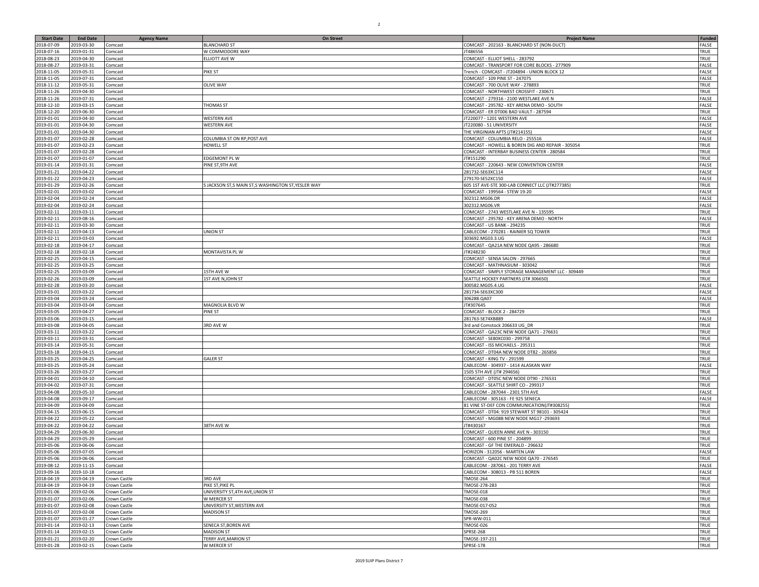| Start Date | End Date | Agency Name | On Street | Project Name | Funded |
|---|---|---|---|---|---|
| 2018-07-09 | 2019-03-30 | Comcast | BLANCHARD ST | COMCAST - 202163 - BLANCHARD ST (NON-DUCT) | FALSE |
| 2018-07-16 | 2019-01-31 | Comcast | W COMMODORE WAY | JT486556 | TRUE |
| 2018-08-23 | 2019-04-30 | Comcast | ELLIOTT AVE W | COMCAST - ELLIOT SHELL - 283792 | TRUE |
| 2018-08-27 | 2019-03-31 | Comcast | | COMCAST - TRANSPORT FOR CORE BLOCKS - 277909 | FALSE |
| 2018-11-05 | 2019-05-31 | Comcast | PIKE ST | Trench - COMCAST - JT204894 - UNION BLOCK 12 | FALSE |
| 2018-11-05 | 2019-07-31 | Comcast | | COMCAST - 109 PINE ST - 247075 | FALSE |
| 2018-11-12 | 2019-05-31 | Comcast | OLIVE WAY | COMCAST - 700 OLIVE WAY - 278893 | TRUE |
| 2018-11-26 | 2019-04-30 | Comcast | | COMCAST - NORTHWEST CROSSFIT - 230671 | TRUE |
| 2018-11-26 | 2019-07-31 | Comcast | | COMCAST - 279316 - 2100 WESTLAKE AVE N | FALSE |
| 2018-12-10 | 2019-03-15 | Comcast | THOMAS ST | COMCAST - 295782 - KEY ARENA DEMO - SOUTH | FALSE |
| 2018-12-20 | 2019-06-30 | Comcast | | COMCAST - ER DT006 BAD VAULT - 287594 | TRUE |
| 2019-01-01 | 2019-04-30 | Comcast | WESTERN AVE | JT220077 - 1201 WESTERN AVE | FALSE |
| 2019-01-01 | 2019-04-30 | Comcast | WESTERN AVE | JT220080 - 51 UNIVERSITY | FALSE |
| 2019-01-01 | 2019-04-30 | Comcast | | THE VIRGINIAN APTS (JT#214155) | FALSE |
| 2019-01-07 | 2019-02-28 | Comcast | COLUMBIA ST ON RP,POST AVE | COMCAST - COLUMBIA RELO - 255516 | FALSE |
| 2019-01-07 | 2019-02-23 | Comcast | HOWELL ST | COMCAST - HOWELL & BOREN DIG AND REPAIR - 305054 | TRUE |
| 2019-01-07 | 2019-02-28 | Comcast | | COMCAST - INTERBAY BUSINESS CENTER - 280584 | TRUE |
| 2019-01-07 | 2019-01-07 | Comcast | EDGEMONT PL W | JT#151290 | TRUE |
| 2019-01-14 | 2019-01-31 | Comcast | PINE ST,9TH AVE | COMCAST - 220643 - NEW CONVENTION CENTER | FALSE |
| 2019-01-21 | 2019-04-22 | Comcast | | 281732-SE63XC114 | FALSE |
| 2019-01-22 | 2019-04-23 | Comcast | | 279170-SE52XC150 | FALSE |
| 2019-01-29 | 2019-02-26 | Comcast | S JACKSON ST,S MAIN ST,S WASHINGTON ST,YESLER WAY | 605 1ST AVE-STE 300-LAB CONNECT LLC (JT#277385) | TRUE |
| 2019-02-01 | 2019-03-02 | Comcast | | COMCAST - 199564 - STEW 19-20 | FALSE |
| 2019-02-04 | 2019-02-24 | Comcast | | 302312.MG06.DR | FALSE |
| 2019-02-04 | 2019-02-24 | Comcast | | 302312.MG06.VR | FALSE |
| 2019-02-11 | 2019-03-11 | Comcast | | COMCAST - 2743 WESTLAKE AVE N - 135595 | TRUE |
| 2019-02-11 | 2019-08-16 | Comcast | | COMCAST - 295782 - KEY ARENA DEMO - NORTH | FALSE |
| 2019-02-11 | 2019-03-30 | Comcast | | COMCAST - US BANK - 294235 | TRUE |
| 2019-02-11 | 2019-04-13 | Comcast | UNION ST | CABLECOM - 270281 - RAINIER SQ TOWER | TRUE |
| 2019-02-11 | 2019-03-03 | Comcast | | 303692.MG03.3.UG | FALSE |
| 2019-02-18 | 2019-04-17 | Comcast | | COMCAST - QA21A NEW NODE QA95 - 286680 | TRUE |
| 2019-02-18 | 2019-02-18 | Comcast | MONTAVISTA PL W | JT#248230 | TRUE |
| 2019-02-25 | 2019-04-15 | Comcast | | COMCAST - SENSA SALON - 297665 | TRUE |
| 2019-02-25 | 2019-03-25 | Comcast | | COMCAST - MATHNASIUM - 303042 | TRUE |
| 2019-02-25 | 2019-03-09 | Comcast | 15TH AVE W | COMCAST - SIMPLY STORAGE MANAGEMENT LLC - 309449 | TRUE |
| 2019-02-26 | 2019-03-09 | Comcast | 1ST AVE N,JOHN ST | SEATTLE HOCKEY PARTNERS (JT# 306650) | TRUE |
| 2019-02-28 | 2019-03-20 | Comcast | | 300582.MG05.4.UG | FALSE |
| 2019-03-01 | 2019-03-22 | Comcast | | 281734-SE63XC300 | FALSE |
| 2019-03-04 | 2019-03-24 | Comcast | | 306288.QA07 | FALSE |
| 2019-03-04 | 2019-03-04 | Comcast | MAGNOLIA BLVD W | JT#307645 | TRUE |
| 2019-03-05 | 2019-04-27 | Comcast | PINE ST | COMCAST - BLOCK 2 - 284729 | TRUE |
| 2019-03-06 | 2019-03-15 | Comcast | | 281763-SE74XB889 | FALSE |
| 2019-03-08 | 2019-04-05 | Comcast | 3RD AVE W | 3rd and Comstock 206633 UG_DR | TRUE |
| 2019-03-11 | 2019-03-22 | Comcast | | COMCAST - QA23C NEW NODE QA71 - 276631 | TRUE |
| 2019-03-11 | 2019-03-31 | Comcast | | COMCAST - SE80XC030 - 299758 | TRUE |
| 2019-03-14 | 2019-05-31 | Comcast | | COMCAST - ISS MICHAELS - 295311 | TRUE |
| 2019-03-18 | 2019-04-15 | Comcast | | COMCAST - DT04A NEW NODE DT82 - 265856 | TRUE |
| 2019-03-25 | 2019-04-25 | Comcast | GALER ST | COMCAST - KING TV - 291599 | TRUE |
| 2019-03-25 | 2019-05-24 | Comcast | | CABLECOM - 304937 - 1414 ALASKAN WAY | FALSE |
| 2019-03-26 | 2019-03-27 | Comcast | | 1505 5TH AVE (JT# 294656) | TRUE |
| 2019-04-01 | 2019-04-10 | Comcast | | COMCAST - DT05C NEW NODE DT90 - 276531 | TRUE |
| 2019-04-02 | 2019-07-31 | Comcast | | COMCAST - SEATTLE SHIRT CO - 299317 | TRUE |
| 2019-04-08 | 2019-05-10 | Comcast | | CABLECOM - 287044 - 2301 5TH AVE | FALSE |
| 2019-04-08 | 2019-09-17 | Comcast | | CABLECOM - 305163 - FE 925 SENECA | FALSE |
| 2019-04-09 | 2019-04-09 | Comcast | | 81 VINE ST-DEF CON COMMUNICATION(JT#308255) | TRUE |
| 2019-04-15 | 2019-06-15 | Comcast | | COMCAST - DT04: 919 STEWART ST 98101 - 305424 | TRUE |
| 2019-04-22 | 2019-05-22 | Comcast | | COMCAST - MG08B NEW NODE MG17 -293693 | TRUE |
| 2019-04-22 | 2019-04-22 | Comcast | 38TH AVE W | JT#430167 | TRUE |
| 2019-04-29 | 2019-06-30 | Comcast | | COMCAST - QUEEN ANNE AVE N - 303150 | TRUE |
| 2019-04-29 | 2019-05-29 | Comcast | | COMCAST - 600 PINE ST - 204899 | TRUE |
| 2019-05-06 | 2019-06-06 | Comcast | | COMCAST - GF THE EMERALD - 296632 | TRUE |
| 2019-05-06 | 2019-07-05 | Comcast | | HORIZON - 312056 - MARTEN LAW | FALSE |
| 2019-05-06 | 2019-06-06 | Comcast | | COMCAST - QA02C NEW NODE QA70 - 276545 | TRUE |
| 2019-08-12 | 2019-11-15 | Comcast | | CABLECOM - 287061 - 201 TERRY AVE | FALSE |
| 2019-09-16 | 2019-10-18 | Comcast | | CABLECOM - 308013 - PB 511 BOREN | FALSE |
| 2018-04-19 | 2019-04-19 | Crown Castle | 3RD AVE | TMOSE-264 | TRUE |
| 2018-04-19 | 2019-04-19 | Crown Castle | PIKE ST,PIKE PL | TMOSE-278-283 | TRUE |
| 2019-01-06 | 2019-02-06 | Crown Castle | UNIVERSITY ST,4TH AVE,UNION ST | TMOSE-018 | TRUE |
| 2019-01-07 | 2019-02-06 | Crown Castle | W MERCER ST | TMOSE-038 | TRUE |
| 2019-01-07 | 2019-02-08 | Crown Castle | UNIVERSITY ST,WESTERN AVE | TMOSE-017-052 | TRUE |
| 2019-01-07 | 2019-02-08 | Crown Castle | MADISON ST | TMOSE-269 | TRUE |
| 2019-01-07 | 2019-01-27 | Crown Castle | | SPR-WW-011 | TRUE |
| 2019-01-14 | 2019-02-13 | Crown Castle | SENECA ST,BOREN AVE | TMOSE-026 | TRUE |
| 2019-01-14 | 2019-02-15 | Crown Castle | MADISON ST | SPRSE-268 | TRUE |
| 2019-01-21 | 2019-02-20 | Crown Castle | TERRY AVE,MARION ST | TMOSE-197-211 | TRUE |
| 2019-01-28 | 2019-02-15 | Crown Castle | W MERCER ST | SPRSE-178 | TRUE |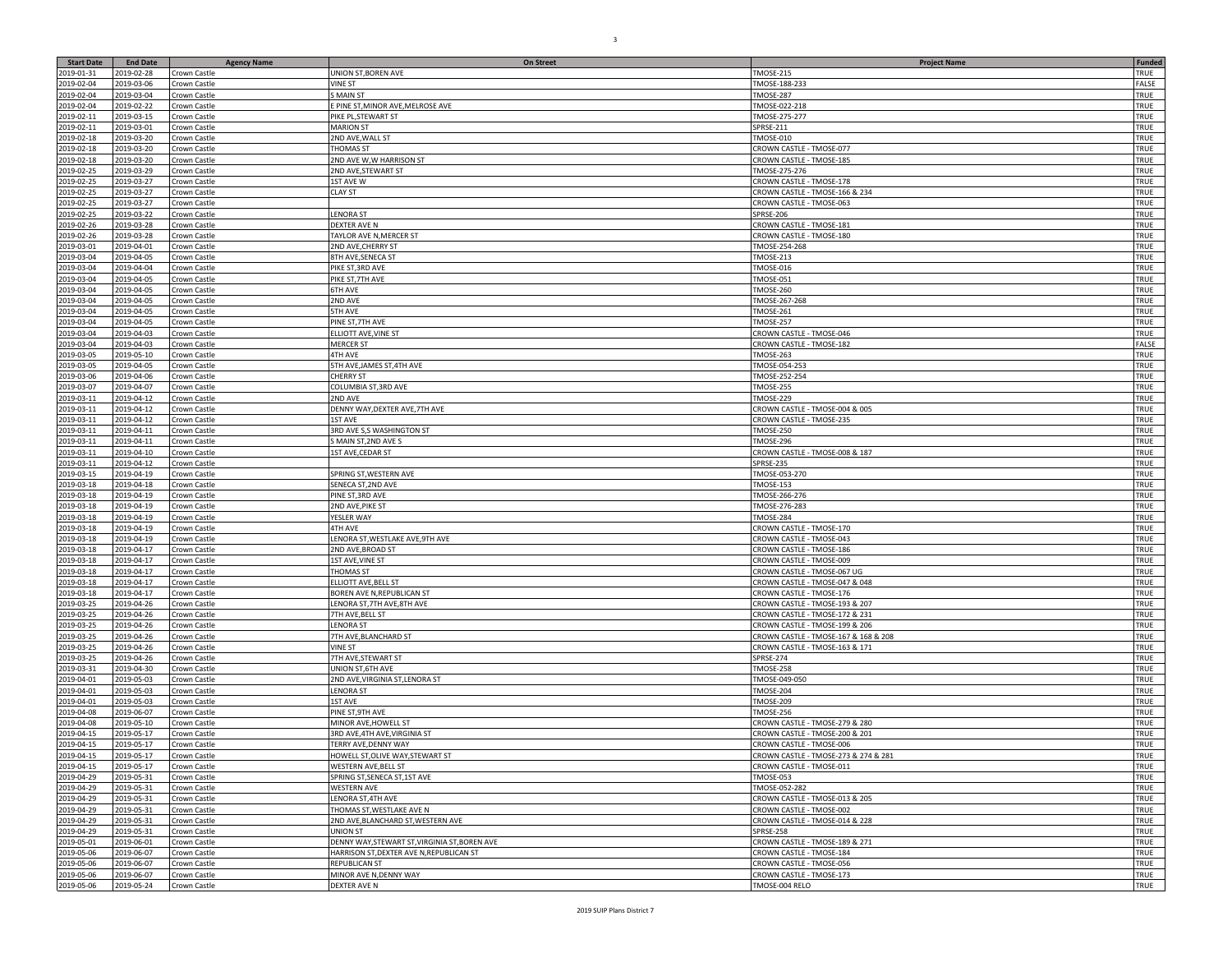| Start Date | End Date | Agency Name | On Street | Project Name | Funded |
|---|---|---|---|---|---|
| 2019-01-31 | 2019-02-28 | Crown Castle | UNION ST,BOREN AVE | TMOSE-215 | TRUE |
| 2019-02-04 | 2019-03-06 | Crown Castle | VINE ST | TMOSE-188-233 | FALSE |
| 2019-02-04 | 2019-03-04 | Crown Castle | S MAIN ST | TMOSE-287 | TRUE |
| 2019-02-04 | 2019-02-22 | Crown Castle | E PINE ST,MINOR AVE,MELROSE AVE | TMOSE-022-218 | TRUE |
| 2019-02-11 | 2019-03-15 | Crown Castle | PIKE PL,STEWART ST | TMOSE-275-277 | TRUE |
| 2019-02-11 | 2019-03-01 | Crown Castle | MARION ST | SPRSE-211 | TRUE |
| 2019-02-18 | 2019-03-20 | Crown Castle | 2ND AVE,WALL ST | TMOSE-010 | TRUE |
| 2019-02-18 | 2019-03-20 | Crown Castle | THOMAS ST | CROWN CASTLE - TMOSE-077 | TRUE |
| 2019-02-18 | 2019-03-20 | Crown Castle | 2ND AVE W,W HARRISON ST | CROWN CASTLE - TMOSE-185 | TRUE |
| 2019-02-25 | 2019-03-29 | Crown Castle | 2ND AVE,STEWART ST | TMOSE-275-276 | TRUE |
| 2019-02-25 | 2019-03-27 | Crown Castle | 1ST AVE W | CROWN CASTLE - TMOSE-178 | TRUE |
| 2019-02-25 | 2019-03-27 | Crown Castle | CLAY ST | CROWN CASTLE - TMOSE-166 & 234 | TRUE |
| 2019-02-25 | 2019-03-27 | Crown Castle | | CROWN CASTLE - TMOSE-063 | TRUE |
| 2019-02-25 | 2019-03-22 | Crown Castle | LENORA ST | SPRSE-206 | TRUE |
| 2019-02-26 | 2019-03-28 | Crown Castle | DEXTER AVE N | CROWN CASTLE - TMOSE-181 | TRUE |
| 2019-02-26 | 2019-03-28 | Crown Castle | TAYLOR AVE N,MERCER ST | CROWN CASTLE - TMOSE-180 | TRUE |
| 2019-03-01 | 2019-04-01 | Crown Castle | 2ND AVE,CHERRY ST | TMOSE-254-268 | TRUE |
| 2019-03-04 | 2019-04-05 | Crown Castle | 8TH AVE,SENECA ST | TMOSE-213 | TRUE |
| 2019-03-04 | 2019-04-04 | Crown Castle | PIKE ST,3RD AVE | TMOSE-016 | TRUE |
| 2019-03-04 | 2019-04-05 | Crown Castle | PIKE ST,7TH AVE | TMOSE-051 | TRUE |
| 2019-03-04 | 2019-04-05 | Crown Castle | 6TH AVE | TMOSE-260 | TRUE |
| 2019-03-04 | 2019-04-05 | Crown Castle | 2ND AVE | TMOSE-267-268 | TRUE |
| 2019-03-04 | 2019-04-05 | Crown Castle | 5TH AVE | TMOSE-261 | TRUE |
| 2019-03-04 | 2019-04-05 | Crown Castle | PINE ST,7TH AVE | TMOSE-257 | TRUE |
| 2019-03-04 | 2019-04-03 | Crown Castle | ELLIOTT AVE,VINE ST | CROWN CASTLE - TMOSE-046 | TRUE |
| 2019-03-04 | 2019-04-03 | Crown Castle | MERCER ST | CROWN CASTLE - TMOSE-182 | FALSE |
| 2019-03-05 | 2019-05-10 | Crown Castle | 4TH AVE | TMOSE-263 | TRUE |
| 2019-03-05 | 2019-04-05 | Crown Castle | 5TH AVE,JAMES ST,4TH AVE | TMOSE-054-253 | TRUE |
| 2019-03-06 | 2019-04-06 | Crown Castle | CHERRY ST | TMOSE-252-254 | TRUE |
| 2019-03-07 | 2019-04-07 | Crown Castle | COLUMBIA ST,3RD AVE | TMOSE-255 | TRUE |
| 2019-03-11 | 2019-04-12 | Crown Castle | 2ND AVE | TMOSE-229 | TRUE |
| 2019-03-11 | 2019-04-12 | Crown Castle | DENNY WAY,DEXTER AVE,7TH AVE | CROWN CASTLE - TMOSE-004 & 005 | TRUE |
| 2019-03-11 | 2019-04-12 | Crown Castle | 1ST AVE | CROWN CASTLE - TMOSE-235 | TRUE |
| 2019-03-11 | 2019-04-11 | Crown Castle | 3RD AVE S,S WASHINGTON ST | TMOSE-250 | TRUE |
| 2019-03-11 | 2019-04-11 | Crown Castle | S MAIN ST,2ND AVE S | TMOSE-296 | TRUE |
| 2019-03-11 | 2019-04-10 | Crown Castle | 1ST AVE,CEDAR ST | CROWN CASTLE - TMOSE-008 & 187 | TRUE |
| 2019-03-11 | 2019-04-12 | Crown Castle | | SPRSE-235 | TRUE |
| 2019-03-15 | 2019-04-19 | Crown Castle | SPRING ST,WESTERN AVE | TMOSE-053-270 | TRUE |
| 2019-03-18 | 2019-04-18 | Crown Castle | SENECA ST,2ND AVE | TMOSE-153 | TRUE |
| 2019-03-18 | 2019-04-19 | Crown Castle | PINE ST,3RD AVE | TMOSE-266-276 | TRUE |
| 2019-03-18 | 2019-04-19 | Crown Castle | 2ND AVE,PIKE ST | TMOSE-276-283 | TRUE |
| 2019-03-18 | 2019-04-19 | Crown Castle | YESLER WAY | TMOSE-284 | TRUE |
| 2019-03-18 | 2019-04-19 | Crown Castle | 4TH AVE | CROWN CASTLE - TMOSE-170 | TRUE |
| 2019-03-18 | 2019-04-19 | Crown Castle | LENORA ST,WESTLAKE AVE,9TH AVE | CROWN CASTLE - TMOSE-043 | TRUE |
| 2019-03-18 | 2019-04-17 | Crown Castle | 2ND AVE,BROAD ST | CROWN CASTLE - TMOSE-186 | TRUE |
| 2019-03-18 | 2019-04-17 | Crown Castle | 1ST AVE,VINE ST | CROWN CASTLE - TMOSE-009 | TRUE |
| 2019-03-18 | 2019-04-17 | Crown Castle | THOMAS ST | CROWN CASTLE - TMOSE-067 UG | TRUE |
| 2019-03-18 | 2019-04-17 | Crown Castle | ELLIOTT AVE,BELL ST | CROWN CASTLE - TMOSE-047 & 048 | TRUE |
| 2019-03-18 | 2019-04-17 | Crown Castle | BOREN AVE N,REPUBLICAN ST | CROWN CASTLE - TMOSE-176 | TRUE |
| 2019-03-25 | 2019-04-26 | Crown Castle | LENORA ST,7TH AVE,8TH AVE | CROWN CASTLE - TMOSE-193 & 207 | TRUE |
| 2019-03-25 | 2019-04-26 | Crown Castle | 7TH AVE,BELL ST | CROWN CASTLE - TMOSE-172 & 231 | TRUE |
| 2019-03-25 | 2019-04-26 | Crown Castle | LENORA ST | CROWN CASTLE - TMOSE-199 & 206 | TRUE |
| 2019-03-25 | 2019-04-26 | Crown Castle | 7TH AVE,BLANCHARD ST | CROWN CASTLE - TMOSE-167 & 168 & 208 | TRUE |
| 2019-03-25 | 2019-04-26 | Crown Castle | VINE ST | CROWN CASTLE - TMOSE-163 & 171 | TRUE |
| 2019-03-25 | 2019-04-26 | Crown Castle | 7TH AVE,STEWART ST | SPRSE-274 | TRUE |
| 2019-03-31 | 2019-04-30 | Crown Castle | UNION ST,6TH AVE | TMOSE-258 | TRUE |
| 2019-04-01 | 2019-05-03 | Crown Castle | 2ND AVE,VIRGINIA ST,LENORA ST | TMOSE-049-050 | TRUE |
| 2019-04-01 | 2019-05-03 | Crown Castle | LENORA ST | TMOSE-204 | TRUE |
| 2019-04-01 | 2019-05-03 | Crown Castle | 1ST AVE | TMOSE-209 | TRUE |
| 2019-04-08 | 2019-06-07 | Crown Castle | PINE ST,9TH AVE | TMOSE-256 | TRUE |
| 2019-04-08 | 2019-05-10 | Crown Castle | MINOR AVE,HOWELL ST | CROWN CASTLE - TMOSE-279 & 280 | TRUE |
| 2019-04-15 | 2019-05-17 | Crown Castle | 3RD AVE,4TH AVE,VIRGINIA ST | CROWN CASTLE - TMOSE-200 & 201 | TRUE |
| 2019-04-15 | 2019-05-17 | Crown Castle | TERRY AVE,DENNY WAY | CROWN CASTLE - TMOSE-006 | TRUE |
| 2019-04-15 | 2019-05-17 | Crown Castle | HOWELL ST,OLIVE WAY,STEWART ST | CROWN CASTLE - TMOSE-273 & 274 & 281 | TRUE |
| 2019-04-15 | 2019-05-17 | Crown Castle | WESTERN AVE,BELL ST | CROWN CASTLE - TMOSE-011 | TRUE |
| 2019-04-29 | 2019-05-31 | Crown Castle | SPRING ST,SENECA ST,1ST AVE | TMOSE-053 | TRUE |
| 2019-04-29 | 2019-05-31 | Crown Castle | WESTERN AVE | TMOSE-052-282 | TRUE |
| 2019-04-29 | 2019-05-31 | Crown Castle | LENORA ST,4TH AVE | CROWN CASTLE - TMOSE-013 & 205 | TRUE |
| 2019-04-29 | 2019-05-31 | Crown Castle | THOMAS ST,WESTLAKE AVE N | CROWN CASTLE - TMOSE-002 | TRUE |
| 2019-04-29 | 2019-05-31 | Crown Castle | 2ND AVE,BLANCHARD ST,WESTERN AVE | CROWN CASTLE - TMOSE-014 & 228 | TRUE |
| 2019-04-29 | 2019-05-31 | Crown Castle | UNION ST | SPRSE-258 | TRUE |
| 2019-05-01 | 2019-06-01 | Crown Castle | DENNY WAY,STEWART ST,VIRGINIA ST,BOREN AVE | CROWN CASTLE - TMOSE-189 & 271 | TRUE |
| 2019-05-06 | 2019-06-07 | Crown Castle | HARRISON ST,DEXTER AVE N,REPUBLICAN ST | CROWN CASTLE - TMOSE-184 | TRUE |
| 2019-05-06 | 2019-06-07 | Crown Castle | REPUBLICAN ST | CROWN CASTLE - TMOSE-056 | TRUE |
| 2019-05-06 | 2019-06-07 | Crown Castle | MINOR AVE N,DENNY WAY | CROWN CASTLE - TMOSE-173 | TRUE |
| 2019-05-06 | 2019-05-24 | Crown Castle | DEXTER AVE N | TMOSE-004 RELO | TRUE |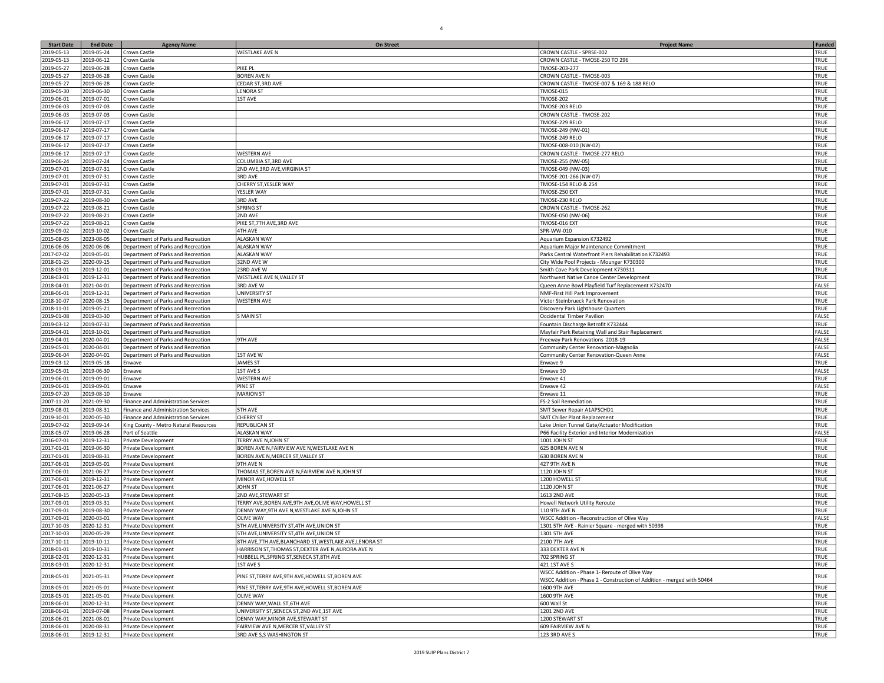| Start Date | End Date | Agency Name | On Street | Project Name | Funded |
|---|---|---|---|---|---|
| 2019-05-13 | 2019-05-24 | Crown Castle | WESTLAKE AVE N | CROWN CASTLE - SPRSE-002 | TRUE |
| 2019-05-13 | 2019-06-12 | Crown Castle | | CROWN CASTLE - TMOSE-250 TO 296 | TRUE |
| 2019-05-27 | 2019-06-28 | Crown Castle | PIKE PL | TMOSE-203-277 | TRUE |
| 2019-05-27 | 2019-06-28 | Crown Castle | BOREN AVE N | CROWN CASTLE - TMOSE-003 | TRUE |
| 2019-05-27 | 2019-06-28 | Crown Castle | CEDAR ST,3RD AVE | CROWN CASTLE - TMOSE-007 & 169 & 188 RELO | TRUE |
| 2019-05-30 | 2019-06-30 | Crown Castle | LENORA ST | TMOSE-015 | TRUE |
| 2019-06-01 | 2019-07-01 | Crown Castle | 1ST AVE | TMOSE-202 | TRUE |
| 2019-06-03 | 2019-07-03 | Crown Castle | | TMOSE-203 RELO | TRUE |
| 2019-06-03 | 2019-07-03 | Crown Castle | | CROWN CASTLE - TMOSE-202 | TRUE |
| 2019-06-17 | 2019-07-17 | Crown Castle | | TMOSE-229 RELO | TRUE |
| 2019-06-17 | 2019-07-17 | Crown Castle | | TMOSE-249 (NW-01) | TRUE |
| 2019-06-17 | 2019-07-17 | Crown Castle | | TMOSE-249 RELO | TRUE |
| 2019-06-17 | 2019-07-17 | Crown Castle | | TMOSE-008-010 (NW-02) | TRUE |
| 2019-06-17 | 2019-07-17 | Crown Castle | WESTERN AVE | CROWN CASTLE - TMOSE-277 RELO | TRUE |
| 2019-06-24 | 2019-07-24 | Crown Castle | COLUMBIA ST,3RD AVE | TMOSE-255 (NW-05) | TRUE |
| 2019-07-01 | 2019-07-31 | Crown Castle | 2ND AVE,3RD AVE,VIRGINIA ST | TMOSE-049 (NW-03) | TRUE |
| 2019-07-01 | 2019-07-31 | Crown Castle | 3RD AVE | TMOSE-201-266 (NW-07) | TRUE |
| 2019-07-01 | 2019-07-31 | Crown Castle | CHERRY ST,YESLER WAY | TMOSE-154 RELO & 254 | TRUE |
| 2019-07-01 | 2019-07-31 | Crown Castle | YESLER WAY | TMOSE-250 EXT | TRUE |
| 2019-07-22 | 2019-08-30 | Crown Castle | 3RD AVE | TMOSE-230 RELO | TRUE |
| 2019-07-22 | 2019-08-21 | Crown Castle | SPRING ST | CROWN CASTLE - TMOSE-262 | TRUE |
| 2019-07-22 | 2019-08-21 | Crown Castle | 2ND AVE | TMOSE-050 (NW-06) | TRUE |
| 2019-07-22 | 2019-08-21 | Crown Castle | PIKE ST,7TH AVE,3RD AVE | TMOSE-016 EXT | TRUE |
| 2019-09-02 | 2019-10-02 | Crown Castle | 4TH AVE | SPR-WW-010 | TRUE |
| 2015-08-05 | 2023-08-05 | Department of Parks and Recreation | ALASKAN WAY | Aquarium Expansion K732492 | TRUE |
| 2016-06-06 | 2020-06-06 | Department of Parks and Recreation | ALASKAN WAY | Aquarium Major Maintenance Commitment | TRUE |
| 2017-07-02 | 2019-05-01 | Department of Parks and Recreation | ALASKAN WAY | Parks Central Waterfront Piers Rehabilitation K732493 | TRUE |
| 2018-01-25 | 2020-09-15 | Department of Parks and Recreation | 32ND AVE W | City Wide Pool Projects - Mounger K730300 | TRUE |
| 2018-03-01 | 2019-12-01 | Department of Parks and Recreation | 23RD AVE W | Smith Cove Park Development K730311 | TRUE |
| 2018-03-01 | 2019-12-31 | Department of Parks and Recreation | WESTLAKE AVE N,VALLEY ST | Northwest Native Canoe Center Development | TRUE |
| 2018-04-01 | 2021-04-01 | Department of Parks and Recreation | 3RD AVE W | Queen Anne Bowl Playfield Turf Replacement K732470 | FALSE |
| 2018-06-01 | 2019-12-31 | Department of Parks and Recreation | UNIVERSITY ST | NMF-First Hill Park Improvement | TRUE |
| 2018-10-07 | 2020-08-15 | Department of Parks and Recreation | WESTERN AVE | Victor Steinbrueck Park Renovation | TRUE |
| 2018-11-01 | 2019-05-21 | Department of Parks and Recreation | | Discovery Park Lighthouse Quarters | TRUE |
| 2019-01-08 | 2019-03-30 | Department of Parks and Recreation | S MAIN ST | Occidental Timber Pavilion | FALSE |
| 2019-03-12 | 2019-07-31 | Department of Parks and Recreation | | Fountain Discharge Retrofit K732444 | TRUE |
| 2019-04-01 | 2019-10-01 | Department of Parks and Recreation | | Mayfair Park Retaining Wall and Stair Replacement | FALSE |
| 2019-04-01 | 2020-04-01 | Department of Parks and Recreation | 9TH AVE | Freeway Park Renovations 2018-19 | FALSE |
| 2019-05-01 | 2020-04-01 | Department of Parks and Recreation | | Community Center Renovation-Magnolia | FALSE |
| 2019-06-04 | 2020-04-01 | Department of Parks and Recreation | 1ST AVE W | Community Center Renovation-Queen Anne | FALSE |
| 2019-03-12 | 2019-05-18 | Enwave | JAMES ST | Enwave 9 | TRUE |
| 2019-05-01 | 2019-06-30 | Enwave | 1ST AVE S | Enwave 30 | FALSE |
| 2019-06-01 | 2019-09-01 | Enwave | WESTERN AVE | Enwave 41 | TRUE |
| 2019-06-01 | 2019-09-01 | Enwave | PINE ST | Enwave 42 | FALSE |
| 2019-07-20 | 2019-08-10 | Enwave | MARION ST | Enwave 11 | TRUE |
| 2007-11-20 | 2021-09-30 | Finance and Administration Services | | FS-2 Soil Remediation | TRUE |
| 2019-08-01 | 2019-08-31 | Finance and Administration Services | 5TH AVE | SMT Sewer Repair A1APSCHD1 | TRUE |
| 2019-10-01 | 2020-05-30 | Finance and Administration Services | CHERRY ST | SMT Chiller Plant Replacement | TRUE |
| 2019-07-02 | 2019-09-14 | King County - Metro Natural Resources | REPUBLICAN ST | Lake Union Tunnel Gate/Actuator Modification | TRUE |
| 2018-05-07 | 2019-06-28 | Port of Seattle | ALASKAN WAY | P66 Facility Exterior and Interior Modernization | FALSE |
| 2016-07-01 | 2019-12-31 | Private Development | TERRY AVE N,JOHN ST | 1001 JOHN ST | TRUE |
| 2017-01-01 | 2019-06-30 | Private Development | BOREN AVE N,FAIRVIEW AVE N,WESTLAKE AVE N | 625 BOREN AVE N | TRUE |
| 2017-01-01 | 2019-08-31 | Private Development | BOREN AVE N,MERCER ST,VALLEY ST | 630 BOREN AVE N | TRUE |
| 2017-06-01 | 2019-05-01 | Private Development | 9TH AVE N | 427 9TH AVE N | TRUE |
| 2017-06-01 | 2021-06-27 | Private Development | THOMAS ST,BOREN AVE N,FAIRVIEW AVE N,JOHN ST | 1120 JOHN ST | TRUE |
| 2017-06-01 | 2019-12-31 | Private Development | MINOR AVE,HOWELL ST | 1200 HOWELL ST | TRUE |
| 2017-06-01 | 2021-06-27 | Private Development | JOHN ST | 1120 JOHN ST | TRUE |
| 2017-08-15 | 2020-05-13 | Private Development | 2ND AVE,STEWART ST | 1613 2ND AVE | TRUE |
| 2017-09-01 | 2019-03-31 | Private Development | TERRY AVE,BOREN AVE,9TH AVE,OLIVE WAY,HOWELL ST | Howell Network Utility Reroute | TRUE |
| 2017-09-01 | 2019-08-30 | Private Development | DENNY WAY,9TH AVE N,WESTLAKE AVE N,JOHN ST | 110 9TH AVE N | TRUE |
| 2017-09-01 | 2020-03-01 | Private Development | OLIVE WAY | WSCC Addition - Reconstruction of Olive Way | FALSE |
| 2017-10-03 | 2020-12-31 | Private Development | 5TH AVE,UNIVERSITY ST,4TH AVE,UNION ST | 1301 5TH AVE - Rainier Square - merged with 50398 | TRUE |
| 2017-10-03 | 2020-05-29 | Private Development | 5TH AVE,UNIVERSITY ST,4TH AVE,UNION ST | 1301 5TH AVE | TRUE |
| 2017-10-11 | 2019-10-11 | Private Development | 8TH AVE,7TH AVE,BLANCHARD ST,WESTLAKE AVE,LENORA ST | 2100 7TH AVE | TRUE |
| 2018-01-01 | 2019-10-31 | Private Development | HARRISON ST,THOMAS ST,DEXTER AVE N,AURORA AVE N | 333 DEXTER AVE N | TRUE |
| 2018-02-01 | 2020-12-31 | Private Development | HUBBELL PL,SPRING ST,SENECA ST,8TH AVE | 702 SPRING ST | TRUE |
| 2018-03-01 | 2020-12-31 | Private Development | 1ST AVE S | 421 1ST AVE S | TRUE |
| 2018-05-01 | 2021-05-31 | Private Development | PINE ST,TERRY AVE,9TH AVE,HOWELL ST,BOREN AVE | WSCC Addition - Phase 1- Reroute of Olive Way<br>WSCC Addition - Phase 2 - Construction of Addition - merged with 50464 | TRUE |
| 2018-05-01 | 2021-05-01 | Private Development | PINE ST,TERRY AVE,9TH AVE,HOWELL ST,BOREN AVE | 1600 9TH AVE | TRUE |
| 2018-05-01 | 2021-05-01 | Private Development | OLIVE WAY | 1600 9TH AVE | TRUE |
| 2018-06-01 | 2020-12-31 | Private Development | DENNY WAY,WALL ST,6TH AVE | 600 Wall St | TRUE |
| 2018-06-01 | 2019-07-08 | Private Development | UNIVERSITY ST,SENECA ST,2ND AVE,1ST AVE | 1201 2ND AVE | TRUE |
| 2018-06-01 | 2021-08-01 | Private Development | DENNY WAY,MINOR AVE,STEWART ST | 1200 STEWART ST | TRUE |
| 2018-06-01 | 2020-08-31 | Private Development | FAIRVIEW AVE N,MERCER ST,VALLEY ST | 609 FAIRVIEW AVE N | TRUE |
| 2018-06-01 | 2019-12-31 | Private Development | 3RD AVE S,S WASHINGTON ST | 123 3RD AVE S | TRUE |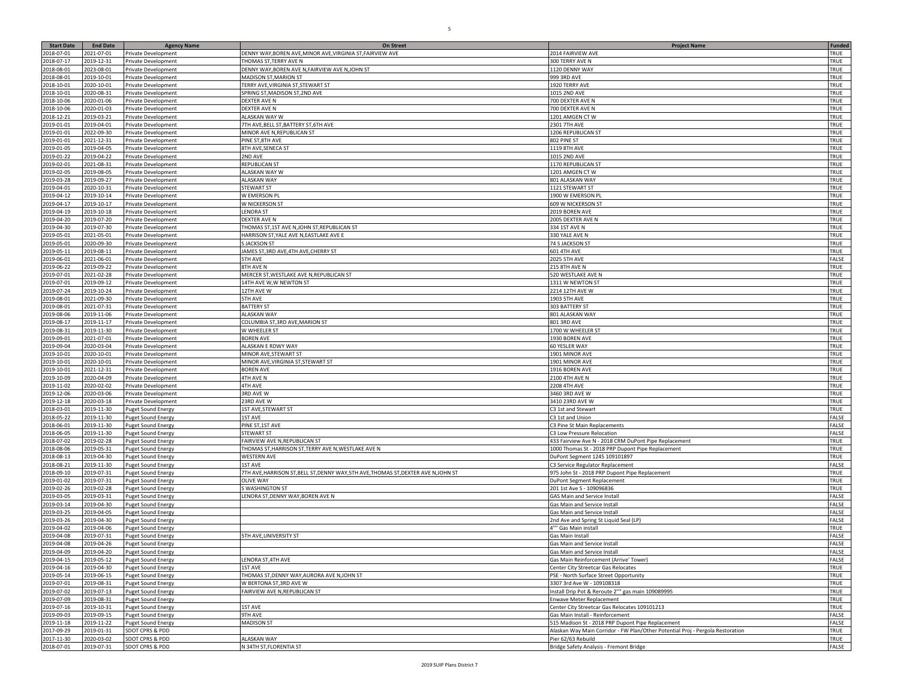| Start Date | End Date | Agency Name | On Street | Project Name | Funded |
|---|---|---|---|---|---|
| 2018-07-01 | 2021-07-01 | Private Development | DENNY WAY,BOREN AVE,MINOR AVE,VIRGINIA ST,FAIRVIEW AVE | 2014 FAIRVIEW AVE | TRUE |
| 2018-07-17 | 2019-12-31 | Private Development | THOMAS ST,TERRY AVE N | 300 TERRY AVE N | TRUE |
| 2018-08-01 | 2023-08-01 | Private Development | DENNY WAY,BOREN AVE N,FAIRVIEW AVE N,JOHN ST | 1120 DENNY WAY | TRUE |
| 2018-08-01 | 2019-10-01 | Private Development | MADISON ST,MARION ST | 999 3RD AVE | TRUE |
| 2018-10-01 | 2020-10-01 | Private Development | TERRY AVE,VIRGINIA ST,STEWART ST | 1920 TERRY AVE | TRUE |
| 2018-10-01 | 2020-08-31 | Private Development | SPRING ST,MADISON ST,2ND AVE | 1015 2ND AVE | TRUE |
| 2018-10-06 | 2020-01-06 | Private Development | DEXTER AVE N | 700 DEXTER AVE N | TRUE |
| 2018-10-06 | 2020-01-03 | Private Development | DEXTER AVE N | 700 DEXTER AVE N | TRUE |
| 2018-12-21 | 2019-03-21 | Private Development | ALASKAN WAY W | 1201 AMGEN CT W | TRUE |
| 2019-01-01 | 2019-04-01 | Private Development | 7TH AVE,BELL ST,BATTERY ST,6TH AVE | 2301 7TH AVE | TRUE |
| 2019-01-01 | 2022-09-30 | Private Development | MINOR AVE N,REPUBLICAN ST | 1206 REPUBLICAN ST | TRUE |
| 2019-01-01 | 2021-12-31 | Private Development | PINE ST,8TH AVE | 802 PINE ST | TRUE |
| 2019-01-05 | 2019-04-05 | Private Development | 8TH AVE,SENECA ST | 1119 8TH AVE | TRUE |
| 2019-01-22 | 2019-04-22 | Private Development | 2ND AVE | 1015 2ND AVE | TRUE |
| 2019-02-01 | 2021-08-31 | Private Development | REPUBLICAN ST | 1170 REPUBLICAN ST | TRUE |
| 2019-02-05 | 2019-08-05 | Private Development | ALASKAN WAY W | 1201 AMGEN CT W | TRUE |
| 2019-03-28 | 2019-09-27 | Private Development | ALASKAN WAY | 801 ALASKAN WAY | TRUE |
| 2019-04-01 | 2020-10-31 | Private Development | STEWART ST | 1121 STEWART ST | TRUE |
| 2019-04-12 | 2019-10-14 | Private Development | W EMERSON PL | 1900 W EMERSON PL | TRUE |
| 2019-04-17 | 2019-10-17 | Private Development | W NICKERSON ST | 609 W NICKERSON ST | TRUE |
| 2019-04-19 | 2019-10-18 | Private Development | LENORA ST | 2019 BOREN AVE | TRUE |
| 2019-04-20 | 2019-07-20 | Private Development | DEXTER AVE N | 2005 DEXTER AVE N | TRUE |
| 2019-04-30 | 2019-07-30 | Private Development | THOMAS ST,1ST AVE N,JOHN ST,REPUBLICAN ST | 334 1ST AVE N | TRUE |
| 2019-05-01 | 2021-05-01 | Private Development | HARRISON ST,YALE AVE N,EASTLAKE AVE E | 330 YALE AVE N | TRUE |
| 2019-05-01 | 2020-09-30 | Private Development | S JACKSON ST | 74 S JACKSON ST | TRUE |
| 2019-05-11 | 2019-08-11 | Private Development | JAMES ST,3RD AVE,4TH AVE,CHERRY ST | 601 4TH AVE | TRUE |
| 2019-06-01 | 2021-06-01 | Private Development | 5TH AVE | 2025 5TH AVE | FALSE |
| 2019-06-22 | 2019-09-22 | Private Development | 8TH AVE N | 215 8TH AVE N | TRUE |
| 2019-07-01 | 2021-02-28 | Private Development | MERCER ST,WESTLAKE AVE N,REPUBLICAN ST | 520 WESTLAKE AVE N | TRUE |
| 2019-07-01 | 2019-09-12 | Private Development | 14TH AVE W,W NEWTON ST | 1311 W NEWTON ST | TRUE |
| 2019-07-24 | 2019-10-24 | Private Development | 12TH AVE W | 2214 12TH AVE W | TRUE |
| 2019-08-01 | 2021-09-30 | Private Development | 5TH AVE | 1903 5TH AVE | TRUE |
| 2019-08-01 | 2021-07-31 | Private Development | BATTERY ST | 303 BATTERY ST | TRUE |
| 2019-08-06 | 2019-11-06 | Private Development | ALASKAN WAY | 801 ALASKAN WAY | TRUE |
| 2019-08-17 | 2019-11-17 | Private Development | COLUMBIA ST,3RD AVE,MARION ST | 801 3RD AVE | TRUE |
| 2019-08-31 | 2019-11-30 | Private Development | W WHEELER ST | 1700 W WHEELER ST | TRUE |
| 2019-09-01 | 2021-07-01 | Private Development | BOREN AVE | 1930 BOREN AVE | TRUE |
| 2019-09-04 | 2020-03-04 | Private Development | ALASKAN E RDWY WAY | 60 YESLER WAY | TRUE |
| 2019-10-01 | 2020-10-01 | Private Development | MINOR AVE,STEWART ST | 1901 MINOR AVE | TRUE |
| 2019-10-01 | 2020-10-01 | Private Development | MINOR AVE,VIRGINIA ST,STEWART ST | 1901 MINOR AVE | TRUE |
| 2019-10-01 | 2021-12-31 | Private Development | BOREN AVE | 1916 BOREN AVE | TRUE |
| 2019-10-09 | 2020-04-09 | Private Development | 4TH AVE N | 2100 4TH AVE N | TRUE |
| 2019-11-02 | 2020-02-02 | Private Development | 4TH AVE | 2208 4TH AVE | TRUE |
| 2019-12-06 | 2020-03-06 | Private Development | 3RD AVE W | 3460 3RD AVE W | TRUE |
| 2019-12-18 | 2020-03-18 | Private Development | 23RD AVE W | 3410 23RD AVE W | TRUE |
| 2018-03-01 | 2019-11-30 | Puget Sound Energy | 1ST AVE,STEWART ST | C3 1st and Stewart | TRUE |
| 2018-05-22 | 2019-11-30 | Puget Sound Energy | 1ST AVE | C3 1st and Union | FALSE |
| 2018-06-01 | 2019-11-30 | Puget Sound Energy | PINE ST,1ST AVE | C3 Pine St Main Replacements | FALSE |
| 2018-06-05 | 2019-11-30 | Puget Sound Energy | STEWART ST | C3 Low Pressure Relocation | FALSE |
| 2018-07-02 | 2019-02-28 | Puget Sound Energy | FAIRVIEW AVE N,REPUBLICAN ST | 433 Fairview Ave N - 2018 CRM DuPont Pipe Replacement | TRUE |
| 2018-08-06 | 2019-05-31 | Puget Sound Energy | THOMAS ST,HARRISON ST,TERRY AVE N,WESTLAKE AVE N | 1000 Thomas St - 2018 PRP Dupont Pipe Replacement | TRUE |
| 2018-08-13 | 2019-04-30 | Puget Sound Energy | WESTERN AVE | DuPont Segment 1245 109101897 | TRUE |
| 2018-08-21 | 2019-11-30 | Puget Sound Energy | 1ST AVE | C3 Service Regulator Replacement | FALSE |
| 2018-09-10 | 2019-07-31 | Puget Sound Energy | 7TH AVE,HARRISON ST,BELL ST,DENNY WAY,5TH AVE,THOMAS ST,DEXTER AVE N,JOHN ST | 975 John St - 2018 PRP Dupont Pipe Replacement | TRUE |
| 2019-01-02 | 2019-07-31 | Puget Sound Energy | OLIVE WAY | DuPont Segment Replacement | TRUE |
| 2019-02-26 | 2019-02-28 | Puget Sound Energy | S WASHINGTON ST | 201 1st Ave S - 109096836 | TRUE |
| 2019-03-05 | 2019-03-31 | Puget Sound Energy | LENORA ST,DENNY WAY,BOREN AVE N | GAS Main and Service Install | FALSE |
| 2019-03-14 | 2019-04-30 | Puget Sound Energy | | Gas Main and Service Install | FALSE |
| 2019-03-25 | 2019-04-05 | Puget Sound Energy | | Gas Main and Service Install | FALSE |
| 2019-03-26 | 2019-04-30 | Puget Sound Energy | | 2nd Ave and Spring St Liquid Seal (LP) | FALSE |
| 2019-04-02 | 2019-04-06 | Puget Sound Energy | | 4"" Gas Main install | TRUE |
| 2019-04-08 | 2019-07-31 | Puget Sound Energy | 5TH AVE,UNIVERSITY ST | Gas Main Install | FALSE |
| 2019-04-08 | 2019-04-26 | Puget Sound Energy | | Gas Main and Service Install | FALSE |
| 2019-04-09 | 2019-04-20 | Puget Sound Energy | | Gas Main and Service Install | FALSE |
| 2019-04-15 | 2019-05-12 | Puget Sound Energy | LENORA ST,4TH AVE | Gas Main Reinforcement (Arrive' Tower) | FALSE |
| 2019-04-16 | 2019-04-30 | Puget Sound Energy | 1ST AVE | Center City Streetcar Gas Relocates | TRUE |
| 2019-05-14 | 2019-06-15 | Puget Sound Energy | THOMAS ST,DENNY WAY,AURORA AVE N,JOHN ST | PSE - North Surface Street Opportunity | TRUE |
| 2019-07-01 | 2019-08-31 | Puget Sound Energy | W BERTONA ST,3RD AVE W | 3307 3rd Ave W - 109108318 | TRUE |
| 2019-07-02 | 2019-07-13 | Puget Sound Energy | FAIRVIEW AVE N,REPUBLICAN ST | Install Drip Pot & Reroute 2"" gas main 109089995 | TRUE |
| 2019-07-09 | 2019-08-31 | Puget Sound Energy | | Enwave Meter Replacement | TRUE |
| 2019-07-16 | 2019-10-31 | Puget Sound Energy | 1ST AVE | Center City Streetcar Gas Relocates 109101213 | TRUE |
| 2019-09-03 | 2019-09-15 | Puget Sound Energy | 9TH AVE | Gas Main Install - Reinforcement | FALSE |
| 2019-11-18 | 2019-11-22 | Puget Sound Energy | MADISON ST | 515 Madison St - 2018 PRP Dupont Pipe Replacement | FALSE |
| 2017-09-29 | 2019-01-31 | SDOT CPRS & PDD | | Alaskan Way Main Corridor - FW Plan/Other Potential Proj - Pergola Restoration | TRUE |
| 2017-11-30 | 2020-03-02 | SDOT CPRS & PDD | ALASKAN WAY | Pier 62/63 Rebuild | TRUE |
| 2018-07-01 | 2019-07-31 | SDOT CPRS & PDD | N 34TH ST,FLORENTIA ST | Bridge Safety Analysis - Fremont Bridge | FALSE |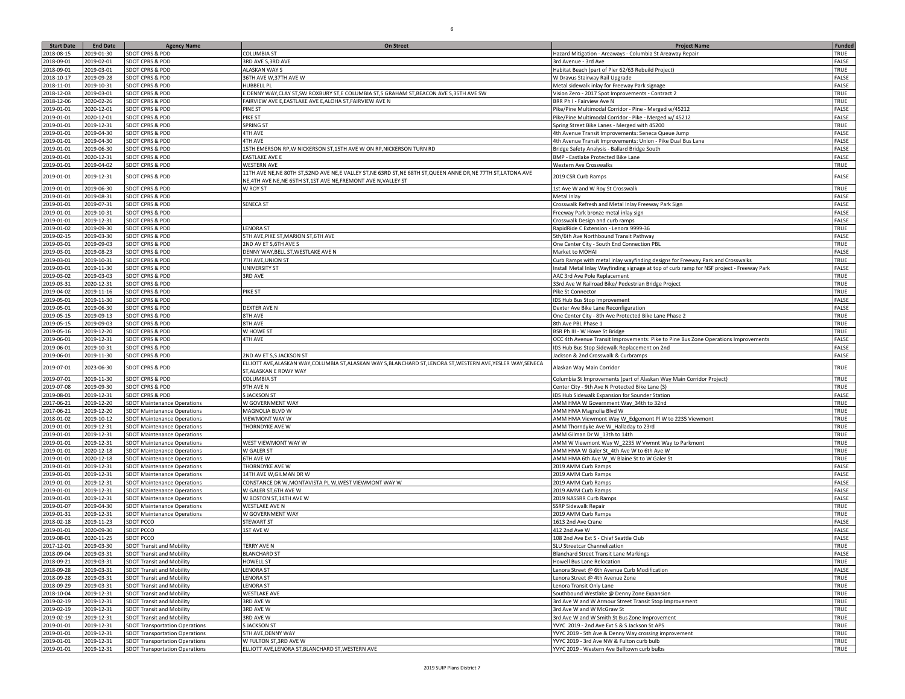| Start Date | End Date | Agency Name | On Street | Project Name | Funded |
|---|---|---|---|---|---|
| 2018-08-15 | 2019-01-30 | SDOT CPRS & PDD | COLUMBIA ST | Hazard Mitigation - Areaways - Columbia St Areaway Repair | TRUE |
| 2018-09-01 | 2019-02-01 | SDOT CPRS & PDD | 3RD AVE S,3RD AVE | 3rd Avenue - 3rd Ave | FALSE |
| 2018-09-01 | 2019-03-01 | SDOT CPRS & PDD | ALASKAN WAY S | Habitat Beach (part of Pier 62/63 Rebuild Project) | TRUE |
| 2018-10-17 | 2019-09-28 | SDOT CPRS & PDD | 36TH AVE W,37TH AVE W | W Dravus Stairway Rail Upgrade | FALSE |
| 2018-11-01 | 2019-10-31 | SDOT CPRS & PDD | HUBBELL PL | Metal sidewalk inlay for Freeway Park signage | FALSE |
| 2018-12-03 | 2019-03-01 | SDOT CPRS & PDD | E DENNY WAY,CLAY ST,SW ROXBURY ST,E COLUMBIA ST,S GRAHAM ST,BEACON AVE S,35TH AVE SW | Vision Zero - 2017 Spot Improvements - Contract 2 | TRUE |
| 2018-12-06 | 2020-02-26 | SDOT CPRS & PDD | FAIRVIEW AVE E,EASTLAKE AVE E,ALOHA ST,FAIRVIEW AVE N | BRR Ph I - Fairview Ave N | TRUE |
| 2019-01-01 | 2020-12-01 | SDOT CPRS & PDD | PINE ST | Pike/Pine Multimodal Corridor - Pine - Merged w/45212 | FALSE |
| 2019-01-01 | 2020-12-01 | SDOT CPRS & PDD | PIKE ST | Pike/Pine Multimodal Corridor - Pike - Merged w/ 45212 | FALSE |
| 2019-01-01 | 2019-12-31 | SDOT CPRS & PDD | SPRING ST | Spring Street Bike Lanes - Merged with 45200 | TRUE |
| 2019-01-01 | 2019-04-30 | SDOT CPRS & PDD | 4TH AVE | 4th Avenue Transit Improvements: Seneca Queue Jump | FALSE |
| 2019-01-01 | 2019-04-30 | SDOT CPRS & PDD | 4TH AVE | 4th Avenue Transit Improvements: Union - Pike Dual Bus Lane | FALSE |
| 2019-01-01 | 2019-06-30 | SDOT CPRS & PDD | 15TH EMERSON RP,W NICKERSON ST,15TH AVE W ON RP,NICKERSON TURN RD | Bridge Safety Analysis - Ballard Bridge South | FALSE |
| 2019-01-01 | 2020-12-31 | SDOT CPRS & PDD | EASTLAKE AVE E | BMP - Eastlake Protected Bike Lane | FALSE |
| 2019-01-01 | 2019-04-02 | SDOT CPRS & PDD | WESTERN AVE | Western Ave Crosswalks | TRUE |
| 2019-01-01 | 2019-12-31 | SDOT CPRS & PDD | 11TH AVE NE,NE 80TH ST,52ND AVE NE,E VALLEY ST,NE 63RD ST,NE 68TH ST,QUEEN ANNE DR,NE 77TH ST,LATONA AVE NE,4TH AVE NE,NE 65TH ST,1ST AVE NE,FREMONT AVE N,VALLEY ST | 2019 CSR Curb Ramps | FALSE |
| 2019-01-01 | 2019-06-30 | SDOT CPRS & PDD | W ROY ST | 1st Ave W and W Roy St Crosswalk | TRUE |
| 2019-01-01 | 2019-08-31 | SDOT CPRS & PDD | | Metal Inlay | FALSE |
| 2019-01-01 | 2019-07-31 | SDOT CPRS & PDD | SENECA ST | Crosswalk Refresh and Metal Inlay Freeway Park Sign | FALSE |
| 2019-01-01 | 2019-10-31 | SDOT CPRS & PDD | | Freeway Park bronze metal inlay sign | FALSE |
| 2019-01-01 | 2019-12-31 | SDOT CPRS & PDD | | Crosswalk Design and curb ramps | FALSE |
| 2019-01-02 | 2019-09-30 | SDOT CPRS & PDD | LENORA ST | RapidRide C Extension - Lenora 9999-36 | TRUE |
| 2019-02-15 | 2019-03-30 | SDOT CPRS & PDD | 5TH AVE,PIKE ST,MARION ST,6TH AVE | 5th/6th Ave Northbound Transit Pathway | FALSE |
| 2019-03-01 | 2019-09-03 | SDOT CPRS & PDD | 2ND AV ET S,6TH AVE S | One Center City - South End Connection PBL | TRUE |
| 2019-03-01 | 2019-08-23 | SDOT CPRS & PDD | DENNY WAY,BELL ST,WESTLAKE AVE N | Market to MOHAI | FALSE |
| 2019-03-01 | 2019-10-31 | SDOT CPRS & PDD | 7TH AVE,UNION ST | Curb Ramps with metal inlay wayfinding designs for Freeway Park and Crosswalks | TRUE |
| 2019-03-01 | 2019-11-30 | SDOT CPRS & PDD | UNIVERSITY ST | Install Metal Inlay Wayfinding signage at top of curb ramp for NSF project - Freeway Park | FALSE |
| 2019-03-02 | 2019-03-03 | SDOT CPRS & PDD | 3RD AVE | AAC 3rd Ave Pole Replacement | TRUE |
| 2019-03-31 | 2020-12-31 | SDOT CPRS & PDD | | 33rd Ave W Railroad Bike/ Pedestrian Bridge Project | TRUE |
| 2019-04-02 | 2019-11-16 | SDOT CPRS & PDD | PIKE ST | Pike St Connector | TRUE |
| 2019-05-01 | 2019-11-30 | SDOT CPRS & PDD | | IDS Hub Bus Stop Improvement | FALSE |
| 2019-05-01 | 2019-06-30 | SDOT CPRS & PDD | DEXTER AVE N | Dexter Ave Bike Lane Reconfiguration | FALSE |
| 2019-05-15 | 2019-09-13 | SDOT CPRS & PDD | 8TH AVE | One Center City - 8th Ave Protected Bike Lane Phase 2 | TRUE |
| 2019-05-15 | 2019-09-03 | SDOT CPRS & PDD | 8TH AVE | 8th Ave PBL Phase 1 | TRUE |
| 2019-05-16 | 2019-12-20 | SDOT CPRS & PDD | W HOWE ST | BSR Ph III - W Howe St Bridge | TRUE |
| 2019-06-01 | 2019-12-31 | SDOT CPRS & PDD | 4TH AVE | OCC 4th Avenue Transit Improvements: Pike to Pine Bus Zone Operations Improvements | FALSE |
| 2019-06-01 | 2019-10-31 | SDOT CPRS & PDD | | IDS Hub Bus Stop Sidewalk Replacement on 2nd | FALSE |
| 2019-06-01 | 2019-11-30 | SDOT CPRS & PDD | 2ND AV ET S,S JACKSON ST | Jackson & 2nd Crosswalk & Curbramps | FALSE |
| 2019-07-01 | 2023-06-30 | SDOT CPRS & PDD | ELLIOTT AVE,ALASKAN WAY,COLUMBIA ST,ALASKAN WAY S,BLANCHARD ST,LENORA ST,WESTERN AVE,YESLER WAY,SENECA ST,ALASKAN E RDWY WAY | Alaskan Way Main Corridor | TRUE |
| 2019-07-01 | 2019-11-30 | SDOT CPRS & PDD | COLUMBIA ST | Columbia St Improvements (part of Alaskan Way Main Corridor Project) | TRUE |
| 2019-07-08 | 2019-09-30 | SDOT CPRS & PDD | 9TH AVE N | Center City - 9th Ave N Protected Bike Lane (S) | TRUE |
| 2019-08-01 | 2019-12-31 | SDOT CPRS & PDD | S JACKSON ST | IDS Hub Sidewalk Expansion for Sounder Station | FALSE |
| 2017-06-21 | 2019-12-20 | SDOT Maintenance Operations | W GOVERNMENT WAY | AMM HMA W Government Way_34th to 32nd | TRUE |
| 2017-06-21 | 2019-12-20 | SDOT Maintenance Operations | MAGNOLIA BLVD W | AMM HMA Magnolia Blvd W | TRUE |
| 2018-01-02 | 2019-10-12 | SDOT Maintenance Operations | VIEWMONT WAY W | AMM HMA Viewmont Way W_Edgemont Pl W to 2235 Viewmont | TRUE |
| 2019-01-01 | 2019-12-31 | SDOT Maintenance Operations | THORNDYKE AVE W | AMM Thorndyke Ave W_Halladay to 23rd | TRUE |
| 2019-01-01 | 2019-12-31 | SDOT Maintenance Operations | | AMM Gilman Dr W_13th to 14th | TRUE |
| 2019-01-01 | 2019-12-31 | SDOT Maintenance Operations | WEST VIEWMONT WAY W | AMM W Viewmont Way W_2235 W Vwmnt Way to Parkmont | TRUE |
| 2019-01-01 | 2020-12-18 | SDOT Maintenance Operations | W GALER ST | AMM HMA W Galer St_4th Ave W to 6th Ave W | TRUE |
| 2019-01-01 | 2020-12-18 | SDOT Maintenance Operations | 6TH AVE W | AMM HMA 6th Ave W_W Blaine St to W Galer St | TRUE |
| 2019-01-01 | 2019-12-31 | SDOT Maintenance Operations | THORNDYKE AVE W | 2019 AMM Curb Ramps | FALSE |
| 2019-01-01 | 2019-12-31 | SDOT Maintenance Operations | 14TH AVE W,GILMAN DR W | 2019 AMM Curb Ramps | FALSE |
| 2019-01-01 | 2019-12-31 | SDOT Maintenance Operations | CONSTANCE DR W,MONTAVISTA PL W,WEST VIEWMONT WAY W | 2019 AMM Curb Ramps | FALSE |
| 2019-01-01 | 2019-12-31 | SDOT Maintenance Operations | W GALER ST,6TH AVE W | 2019 AMM Curb Ramps | FALSE |
| 2019-01-01 | 2019-12-31 | SDOT Maintenance Operations | W BOSTON ST,14TH AVE W | 2019 NASSRR Curb Ramps | FALSE |
| 2019-01-07 | 2019-04-30 | SDOT Maintenance Operations | WESTLAKE AVE N | SSRP Sidewalk Repair | TRUE |
| 2019-01-31 | 2019-12-31 | SDOT Maintenance Operations | W GOVERNMENT WAY | 2019 AMM Curb Ramps | TRUE |
| 2018-02-18 | 2019-11-23 | SDOT PCCO | STEWART ST | 1613 2nd Ave Crane | FALSE |
| 2019-01-01 | 2020-09-30 | SDOT PCCO | 1ST AVE W | 412 2nd Ave W | FALSE |
| 2019-08-01 | 2020-11-25 | SDOT PCCO | | 108 2nd Ave Ext S - Chief Seattle Club | FALSE |
| 2017-12-01 | 2019-03-30 | SDOT Transit and Mobility | TERRY AVE N | SLU Streetcar Channelization | TRUE |
| 2018-09-04 | 2019-03-31 | SDOT Transit and Mobility | BLANCHARD ST | Blanchard Street Transit Lane Markings | FALSE |
| 2018-09-21 | 2019-03-31 | SDOT Transit and Mobility | HOWELL ST | Howell Bus Lane Relocation | TRUE |
| 2018-09-28 | 2019-03-31 | SDOT Transit and Mobility | LENORA ST | Lenora Street @ 6th Avenue Curb Modification | FALSE |
| 2018-09-28 | 2019-03-31 | SDOT Transit and Mobility | LENORA ST | Lenora Street @ 4th Avenue Zone | TRUE |
| 2018-09-29 | 2019-03-31 | SDOT Transit and Mobility | LENORA ST | Lenora Transit Only Lane | TRUE |
| 2018-10-04 | 2019-12-31 | SDOT Transit and Mobility | WESTLAKE AVE | Southbound Westlake @ Denny Zone Expansion | TRUE |
| 2019-02-19 | 2019-12-31 | SDOT Transit and Mobility | 3RD AVE W | 3rd Ave W and W Armour Street Transit Stop Improvement | TRUE |
| 2019-02-19 | 2019-12-31 | SDOT Transit and Mobility | 3RD AVE W | 3rd Ave W and W McGraw St | TRUE |
| 2019-02-19 | 2019-12-31 | SDOT Transit and Mobility | 3RD AVE W | 3rd Ave W and W Smith St Bus Zone Improvement | TRUE |
| 2019-01-01 | 2019-12-31 | SDOT Transportation Operations | S JACKSON ST | YVYC 2019 - 2nd Ave Ext S & S Jackson St APS | TRUE |
| 2019-01-01 | 2019-12-31 | SDOT Transportation Operations | 5TH AVE,DENNY WAY | YVYC 2019 - 5th Ave & Denny Way crossing improvement | TRUE |
| 2019-01-01 | 2019-12-31 | SDOT Transportation Operations | W FULTON ST,3RD AVE W | YVYC 2019 - 3rd Ave NW & Fulton curb bulb | TRUE |
| 2019-01-01 | 2019-12-31 | SDOT Transportation Operations | ELLIOTT AVE,LENORA ST,BLANCHARD ST,WESTERN AVE | YVYC 2019 - Western Ave Belltown curb bulbs | TRUE |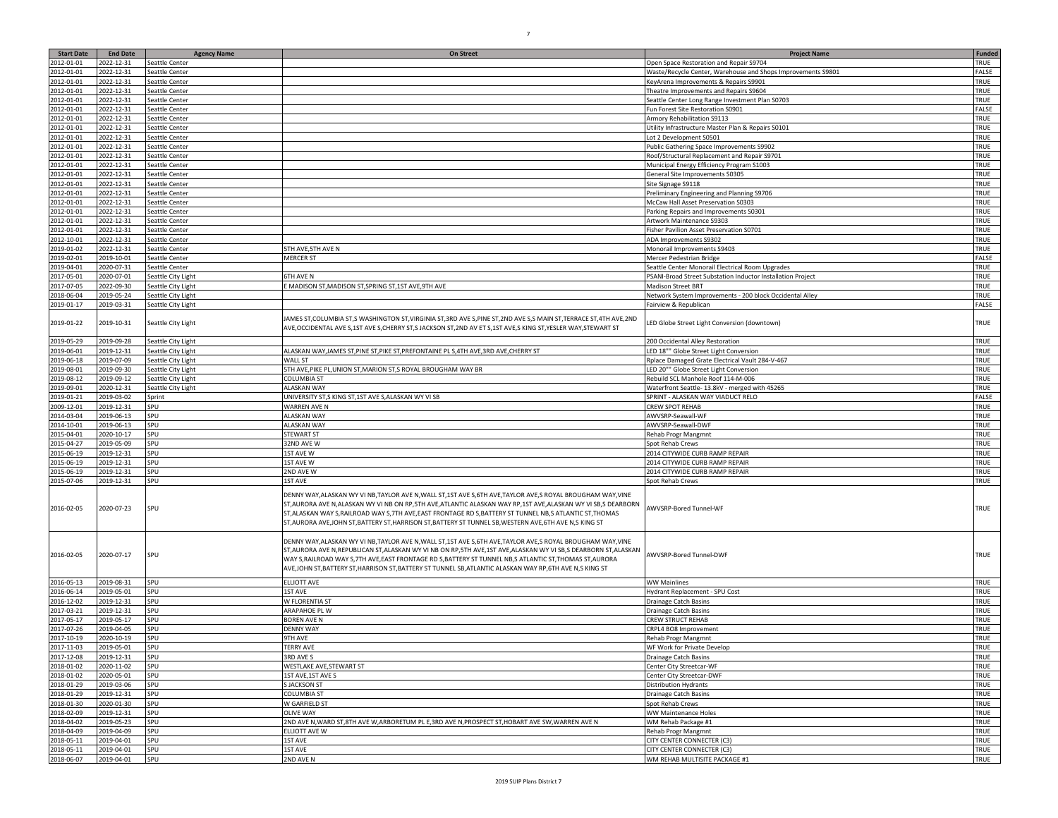| Start Date | End Date | Agency Name | On Street | Project Name | Funded |
|---|---|---|---|---|---|
| 2012-01-01 | 2022-12-31 | Seattle Center | | Open Space Restoration and Repair S9704 | TRUE |
| 2012-01-01 | 2022-12-31 | Seattle Center | | Waste/Recycle Center, Warehouse and Shops Improvements S9801 | FALSE |
| 2012-01-01 | 2022-12-31 | Seattle Center | | KeyArena Improvements & Repairs S9901 | TRUE |
| 2012-01-01 | 2022-12-31 | Seattle Center | | Theatre Improvements and Repairs S9604 | TRUE |
| 2012-01-01 | 2022-12-31 | Seattle Center | | Seattle Center Long Range Investment Plan S0703 | TRUE |
| 2012-01-01 | 2022-12-31 | Seattle Center | | Fun Forest Site Restoration S0901 | FALSE |
| 2012-01-01 | 2022-12-31 | Seattle Center | | Armory Rehabilitation S9113 | TRUE |
| 2012-01-01 | 2022-12-31 | Seattle Center | | Utility Infrastructure Master Plan & Repairs S0101 | TRUE |
| 2012-01-01 | 2022-12-31 | Seattle Center | | Lot 2 Development S0501 | TRUE |
| 2012-01-01 | 2022-12-31 | Seattle Center | | Public Gathering Space Improvements S9902 | TRUE |
| 2012-01-01 | 2022-12-31 | Seattle Center | | Roof/Structural Replacement and Repair S9701 | TRUE |
| 2012-01-01 | 2022-12-31 | Seattle Center | | Municipal Energy Efficiency Program S1003 | TRUE |
| 2012-01-01 | 2022-12-31 | Seattle Center | | General Site Improvements S0305 | TRUE |
| 2012-01-01 | 2022-12-31 | Seattle Center | | Site Signage S9118 | TRUE |
| 2012-01-01 | 2022-12-31 | Seattle Center | | Preliminary Engineering and Planning S9706 | TRUE |
| 2012-01-01 | 2022-12-31 | Seattle Center | | McCaw Hall Asset Preservation S0303 | TRUE |
| 2012-01-01 | 2022-12-31 | Seattle Center | | Parking Repairs and Improvements S0301 | TRUE |
| 2012-01-01 | 2022-12-31 | Seattle Center | | Artwork Maintenance S9303 | TRUE |
| 2012-01-01 | 2022-12-31 | Seattle Center | | Fisher Pavilion Asset Preservation S0701 | TRUE |
| 2012-10-01 | 2022-12-31 | Seattle Center | | ADA Improvements S9302 | TRUE |
| 2019-01-02 | 2022-12-31 | Seattle Center | 5TH AVE,5TH AVE N | Monorail Improvements S9403 | TRUE |
| 2019-02-01 | 2019-10-01 | Seattle Center | MERCER ST | Mercer Pedestrian Bridge | FALSE |
| 2019-04-01 | 2020-07-31 | Seattle Center | | Seattle Center Monorail Electrical Room Upgrades | TRUE |
| 2017-05-01 | 2020-07-01 | Seattle City Light | 6TH AVE N | PSANI-Broad Street Substation Inductor Installation Project | TRUE |
| 2017-07-05 | 2022-09-30 | Seattle City Light | E MADISON ST,MADISON ST,SPRING ST,1ST AVE,9TH AVE | Madison Street BRT | TRUE |
| 2018-06-04 | 2019-05-24 | Seattle City Light | | Network System Improvements - 200 block Occidental Alley | TRUE |
| 2019-01-17 | 2019-03-31 | Seattle City Light | | Fairview & Republican | FALSE |
| 2019-01-22 | 2019-10-31 | Seattle City Light | JAMES ST,COLUMBIA ST,S WASHINGTON ST,VIRGINIA ST,3RD AVE S,PINE ST,2ND AVE S,S MAIN ST,TERRACE ST,4TH AVE,2ND AVE,OCCIDENTAL AVE S,1ST AVE S,CHERRY ST,S JACKSON ST,2ND AV ET S,1ST AVE,S KING ST,YESLER WAY,STEWART ST | LED Globe Street Light Conversion (downtown) | TRUE |
| 2019-05-29 | 2019-09-28 | Seattle City Light | | 200 Occidental Alley Restoration | TRUE |
| 2019-06-01 | 2019-12-31 | Seattle City Light | ALASKAN WAY,JAMES ST,PINE ST,PIKE ST,PREFONTAINE PL S,4TH AVE,3RD AVE,CHERRY ST | LED 18"" Globe Street Light Conversion | TRUE |
| 2019-06-18 | 2019-07-09 | Seattle City Light | WALL ST | Rplace Damaged Grate Electrical Vault 284-V-467 | TRUE |
| 2019-08-01 | 2019-09-30 | Seattle City Light | 5TH AVE,PIKE PL,UNION ST,MARION ST,S ROYAL BROUGHAM WAY BR | LED 20"" Globe Street Light Conversion | TRUE |
| 2019-08-12 | 2019-09-12 | Seattle City Light | COLUMBIA ST | Rebuild SCL Manhole Roof 114-M-006 | TRUE |
| 2019-09-01 | 2020-12-31 | Seattle City Light | ALASKAN WAY | Waterfront Seattle- 13.8kV - merged with 45265 | TRUE |
| 2019-01-21 | 2019-03-02 | Sprint | UNIVERSITY ST,S KING ST,1ST AVE S,ALASKAN WY VI SB | SPRINT - ALASKAN WAY VIADUCT RELO | FALSE |
| 2009-12-01 | 2019-12-31 | SPU | WARREN AVE N | CREW SPOT REHAB | TRUE |
| 2014-03-04 | 2019-06-13 | SPU | ALASKAN WAY | AWVSRP-Seawall-WF | TRUE |
| 2014-10-01 | 2019-06-13 | SPU | ALASKAN WAY | AWVSRP-Seawall-DWF | TRUE |
| 2015-04-01 | 2020-10-17 | SPU | STEWART ST | Rehab Progr Mangmnt | TRUE |
| 2015-04-27 | 2019-05-09 | SPU | 32ND AVE W | Spot Rehab Crews | TRUE |
| 2015-06-19 | 2019-12-31 | SPU | 1ST AVE W | 2014 CITYWIDE CURB RAMP REPAIR | TRUE |
| 2015-06-19 | 2019-12-31 | SPU | 1ST AVE W | 2014 CITYWIDE CURB RAMP REPAIR | TRUE |
| 2015-06-19 | 2019-12-31 | SPU | 2ND AVE W | 2014 CITYWIDE CURB RAMP REPAIR | TRUE |
| 2015-07-06 | 2019-12-31 | SPU | 1ST AVE | Spot Rehab Crews | TRUE |
| 2016-02-05 | 2020-07-23 | SPU | DENNY WAY,ALASKAN WY VI NB,TAYLOR AVE N,WALL ST,1ST AVE S,6TH AVE,TAYLOR AVE,S ROYAL BROUGHAM WAY,VINE ST,AURORA AVE N,ALASKAN WY VI NB ON RP,5TH AVE,ATLANTIC ALASKAN WAY RP,1ST AVE,ALASKAN WY VI SB,S DEARBORN ST,ALASKAN WAY S,RAILROAD WAY S,7TH AVE,EAST FRONTAGE RD S,BATTERY ST TUNNEL NB,S ATLANTIC ST,THOMAS ST,AURORA AVE,JOHN ST,BATTERY ST,HARRISON ST,BATTERY ST TUNNEL SB,WESTERN AVE,6TH AVE N,S KING ST | AWVSRP-Bored Tunnel-WF | TRUE |
| 2016-02-05 | 2020-07-17 | SPU | DENNY WAY,ALASKAN WY VI NB,TAYLOR AVE N,WALL ST,1ST AVE S,6TH AVE,TAYLOR AVE,S ROYAL BROUGHAM WAY,VINE ST,AURORA AVE N,REPUBLICAN ST,ALASKAN WY VI NB ON RP,5TH AVE,1ST AVE,ALASKAN WY VI SB,S DEARBORN ST,ALASKAN WAY S,RAILROAD WAY S,7TH AVE,EAST FRONTAGE RD S,BATTERY ST TUNNEL NB,S ATLANTIC ST,THOMAS ST,AURORA AVE,JOHN ST,BATTERY ST,HARRISON ST,BATTERY ST TUNNEL SB,ATLANTIC ALASKAN WAY RP,6TH AVE N,S KING ST | AWVSRP-Bored Tunnel-DWF | TRUE |
| 2016-05-13 | 2019-08-31 | SPU | ELLIOTT AVE | WW Mainlines | TRUE |
| 2016-06-14 | 2019-05-01 | SPU | 1ST AVE | Hydrant Replacement - SPU Cost | TRUE |
| 2016-12-02 | 2019-12-31 | SPU | W FLORENTIA ST | Drainage Catch Basins | TRUE |
| 2017-03-21 | 2019-12-31 | SPU | ARAPAHOE PL W | Drainage Catch Basins | TRUE |
| 2017-05-17 | 2019-05-17 | SPU | BOREN AVE N | CREW STRUCT REHAB | TRUE |
| 2017-07-26 | 2019-04-05 | SPU | DENNY WAY | CRPL4 BO8 Improvement | TRUE |
| 2017-10-19 | 2020-10-19 | SPU | 9TH AVE | Rehab Progr Mangmnt | TRUE |
| 2017-11-03 | 2019-05-01 | SPU | TERRY AVE | WF Work for Private Develop | TRUE |
| 2017-12-08 | 2019-12-31 | SPU | 3RD AVE S | Drainage Catch Basins | TRUE |
| 2018-01-02 | 2020-11-02 | SPU | WESTLAKE AVE,STEWART ST | Center City Streetcar-WF | TRUE |
| 2018-01-02 | 2020-05-01 | SPU | 1ST AVE,1ST AVE S | Center City Streetcar-DWF | TRUE |
| 2018-01-29 | 2019-03-06 | SPU | S JACKSON ST | Distribution Hydrants | TRUE |
| 2018-01-29 | 2019-12-31 | SPU | COLUMBIA ST | Drainage Catch Basins | TRUE |
| 2018-01-30 | 2020-01-30 | SPU | W GARFIELD ST | Spot Rehab Crews | TRUE |
| 2018-02-09 | 2019-12-31 | SPU | OLIVE WAY | WW Maintenance Holes | TRUE |
| 2018-04-02 | 2019-05-23 | SPU | 2ND AVE N,WARD ST,8TH AVE W,ARBORETUM PL E,3RD AVE N,PROSPECT ST,HOBART AVE SW,WARREN AVE N | WM Rehab Package #1 | TRUE |
| 2018-04-09 | 2019-04-09 | SPU | ELLIOTT AVE W | Rehab Progr Mangmnt | TRUE |
| 2018-05-11 | 2019-04-01 | SPU | 1ST AVE | CITY CENTER CONNECTER (C3) | TRUE |
| 2018-05-11 | 2019-04-01 | SPU | 1ST AVE | CITY CENTER CONNECTER (C3) | TRUE |
| 2018-06-07 | 2019-04-01 | SPU | 2ND AVE N | WM REHAB MULTISITE PACKAGE #1 | TRUE |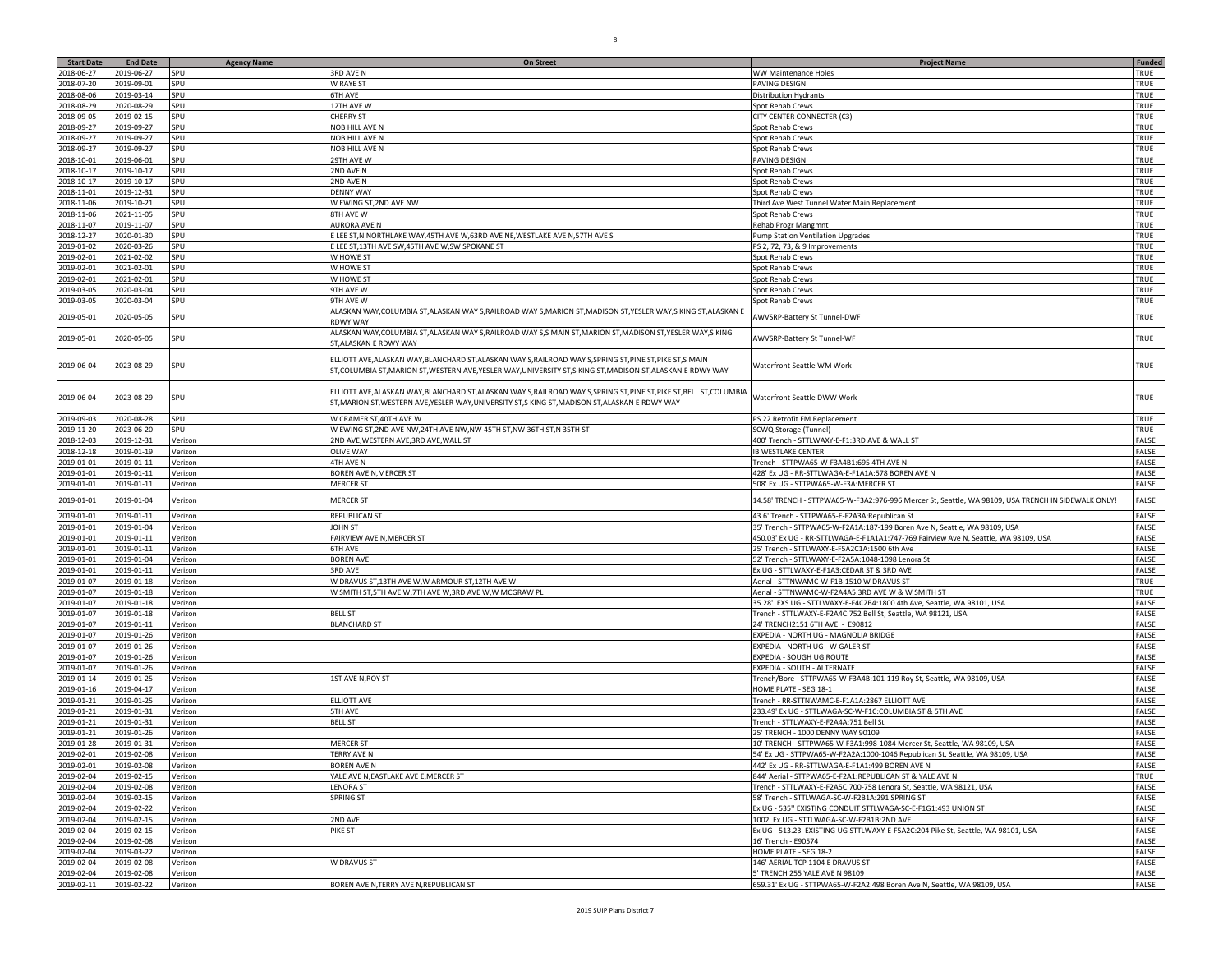| Start Date | End Date | Agency Name | On Street | Project Name | Funded |
|---|---|---|---|---|---|
| 2018-06-27 | 2019-06-27 | SPU | 3RD AVE N | WW Maintenance Holes | TRUE |
| 2018-07-20 | 2019-09-01 | SPU | W RAYE ST | PAVING DESIGN | TRUE |
| 2018-08-06 | 2019-03-14 | SPU | 6TH AVE | Distribution Hydrants | TRUE |
| 2018-08-29 | 2020-08-29 | SPU | 12TH AVE W | Spot Rehab Crews | TRUE |
| 2018-09-05 | 2019-02-15 | SPU | CHERRY ST | CITY CENTER CONNECTER (C3) | TRUE |
| 2018-09-27 | 2019-09-27 | SPU | NOB HILL AVE N | Spot Rehab Crews | TRUE |
| 2018-09-27 | 2019-09-27 | SPU | NOB HILL AVE N | Spot Rehab Crews | TRUE |
| 2018-09-27 | 2019-09-27 | SPU | NOB HILL AVE N | Spot Rehab Crews | TRUE |
| 2018-10-01 | 2019-06-01 | SPU | 29TH AVE W | PAVING DESIGN | TRUE |
| 2018-10-17 | 2019-10-17 | SPU | 2ND AVE N | Spot Rehab Crews | TRUE |
| 2018-10-17 | 2019-10-17 | SPU | 2ND AVE N | Spot Rehab Crews | TRUE |
| 2018-11-01 | 2019-12-31 | SPU | DENNY WAY | Spot Rehab Crews | TRUE |
| 2018-11-06 | 2019-10-21 | SPU | W EWING ST,2ND AVE NW | Third Ave West Tunnel Water Main Replacement | TRUE |
| 2018-11-06 | 2021-11-05 | SPU | 8TH AVE W | Spot Rehab Crews | TRUE |
| 2018-11-07 | 2019-11-07 | SPU | AURORA AVE N | Rehab Progr Mangmnt | TRUE |
| 2018-12-27 | 2020-01-30 | SPU | E LEE ST,N NORTHLAKE WAY,45TH AVE W,63RD AVE NE,WESTLAKE AVE N,57TH AVE S | Pump Station Ventilation Upgrades | TRUE |
| 2019-01-02 | 2020-03-26 | SPU | E LEE ST,13TH AVE SW,45TH AVE W,SW SPOKANE ST | PS 2, 72, 73, & 9 Improvements | TRUE |
| 2019-02-01 | 2021-02-02 | SPU | W HOWE ST | Spot Rehab Crews | TRUE |
| 2019-02-01 | 2021-02-01 | SPU | W HOWE ST | Spot Rehab Crews | TRUE |
| 2019-02-01 | 2021-02-01 | SPU | W HOWE ST | Spot Rehab Crews | TRUE |
| 2019-03-05 | 2020-03-04 | SPU | 9TH AVE W | Spot Rehab Crews | TRUE |
| 2019-03-05 | 2020-03-04 | SPU | 9TH AVE W | Spot Rehab Crews | TRUE |
| 2019-05-01 | 2020-05-05 | SPU | ALASKAN WAY,COLUMBIA ST,ALASKAN WAY S,RAILROAD WAY S,MARION ST,MADISON ST,YESLER WAY,S KING ST,ALASKAN E RDWY WAY | AWVSRP-Battery St Tunnel-DWF | TRUE |
| 2019-05-01 | 2020-05-05 | SPU | ALASKAN WAY,COLUMBIA ST,ALASKAN WAY S,RAILROAD WAY S,S MAIN ST,MARION ST,MADISON ST,YESLER WAY,S KING ST,ALASKAN E RDWY WAY | AWVSRP-Battery St Tunnel-WF | TRUE |
| 2019-06-04 | 2023-08-29 | SPU | ELLIOTT AVE,ALASKAN WAY,BLANCHARD ST,ALASKAN WAY S,RAILROAD WAY S,SPRING ST,PINE ST,PIKE ST,S MAIN ST,COLUMBIA ST,MARION ST,WESTERN AVE,YESLER WAY,UNIVERSITY ST,S KING ST,MADISON ST,ALASKAN E RDWY WAY | Waterfront Seattle WM Work | TRUE |
| 2019-06-04 | 2023-08-29 | SPU | ELLIOTT AVE,ALASKAN WAY,BLANCHARD ST,ALASKAN WAY S,RAILROAD WAY S,SPRING ST,PINE ST,PIKE ST,BELL ST,COLUMBIA ST,MARION ST,WESTERN AVE,YESLER WAY,UNIVERSITY ST,S KING ST,MADISON ST,ALASKAN E RDWY WAY | Waterfront Seattle DWW Work | TRUE |
| 2019-09-03 | 2020-08-28 | SPU | W CRAMER ST,40TH AVE W | PS 22 Retrofit FM Replacement | TRUE |
| 2019-11-20 | 2023-06-20 | SPU | W EWING ST,2ND AVE NW,24TH AVE NW,NW 45TH ST,NW 36TH ST,N 35TH ST | SCWQ Storage (Tunnel) | TRUE |
| 2018-12-03 | 2019-12-31 | Verizon | 2ND AVE,WESTERN AVE,3RD AVE,WALL ST | 400' Trench - STTLWAXY-E-F1:3RD AVE & WALL ST | FALSE |
| 2018-12-18 | 2019-01-19 | Verizon | OLIVE WAY | IB WESTLAKE CENTER | FALSE |
| 2019-01-01 | 2019-01-11 | Verizon | 4TH AVE N | Trench - STTPWA65-W-F3A4B1:695 4TH AVE N | FALSE |
| 2019-01-01 | 2019-01-11 | Verizon | BOREN AVE N,MERCER ST | 428' Ex UG - RR-STTLWAGA-E-F1A1A:578 BOREN AVE N | FALSE |
| 2019-01-01 | 2019-01-11 | Verizon | MERCER ST | 508' Ex UG - STTPWA65-W-F3A:MERCER ST | FALSE |
| 2019-01-01 | 2019-01-04 | Verizon | MERCER ST | 14.58' TRENCH - STTPWA65-W-F3A2:976-996 Mercer St, Seattle, WA 98109, USA TRENCH IN SIDEWALK ONLY! | FALSE |
| 2019-01-01 | 2019-01-11 | Verizon | REPUBLICAN ST | 43.6' Trench - STTPWA65-E-F2A3A:Republican St | FALSE |
| 2019-01-01 | 2019-01-04 | Verizon | JOHN ST | 35' Trench - STTPWA65-W-F2A1A:187-199 Boren Ave N, Seattle, WA 98109, USA | FALSE |
| 2019-01-01 | 2019-01-11 | Verizon | FAIRVIEW AVE N,MERCER ST | 450.03' Ex UG - RR-STTLWAGA-E-F1A1A1:747-769 Fairview Ave N, Seattle, WA 98109, USA | FALSE |
| 2019-01-01 | 2019-01-11 | Verizon | 6TH AVE | 25' Trench - STTLWAXY-E-F5A2C1A:1500 6th Ave | FALSE |
| 2019-01-01 | 2019-01-04 | Verizon | BOREN AVE | 52' Trench - STTLWAXY-E-F2A5A:1048-1098 Lenora St | FALSE |
| 2019-01-01 | 2019-01-11 | Verizon | 3RD AVE | Ex UG - STTLWAXY-E-F1A3:CEDAR ST & 3RD AVE | FALSE |
| 2019-01-07 | 2019-01-18 | Verizon | W DRAVUS ST,13TH AVE W,W ARMOUR ST,12TH AVE W | Aerial - STTNWAMC-W-F1B:1510 W DRAVUS ST | TRUE |
| 2019-01-07 | 2019-01-18 | Verizon | W SMITH ST,5TH AVE W,7TH AVE W,3RD AVE W,W MCGRAW PL | Aerial - STTNWAMC-W-F2A4A5:3RD AVE W & W SMITH ST | TRUE |
| 2019-01-07 | 2019-01-18 | Verizon | | 35.28' EXS UG - STTLWAXY-E-F4C2B4:1800 4th Ave, Seattle, WA 98101, USA | FALSE |
| 2019-01-07 | 2019-01-18 | Verizon | BELL ST | Trench - STTLWAXY-E-F2A4C:752 Bell St, Seattle, WA 98121, USA | FALSE |
| 2019-01-07 | 2019-01-11 | Verizon | BLANCHARD ST | 24' TRENCH2151 6TH AVE - E90812 | FALSE |
| 2019-01-07 | 2019-01-26 | Verizon | | EXPEDIA - NORTH UG - MAGNOLIA BRIDGE | FALSE |
| 2019-01-07 | 2019-01-26 | Verizon | | EXPEDIA - NORTH UG - W GALER ST | FALSE |
| 2019-01-07 | 2019-01-26 | Verizon | | EXPEDIA - SOUGH UG ROUTE | FALSE |
| 2019-01-07 | 2019-01-26 | Verizon | | EXPEDIA - SOUTH - ALTERNATE | FALSE |
| 2019-01-14 | 2019-01-25 | Verizon | 1ST AVE N,ROY ST | Trench/Bore - STTPWA65-W-F3A4B:101-119 Roy St, Seattle, WA 98109, USA | FALSE |
| 2019-01-16 | 2019-04-17 | Verizon | | HOME PLATE - SEG 18-1 | FALSE |
| 2019-01-21 | 2019-01-25 | Verizon | ELLIOTT AVE | Trench - RR-STTNWAMC-E-F1A1A:2867 ELLIOTT AVE | FALSE |
| 2019-01-21 | 2019-01-31 | Verizon | 5TH AVE | 233.49' Ex UG - STTLWAGA-SC-W-F1C:COLUMBIA ST & 5TH AVE | FALSE |
| 2019-01-21 | 2019-01-31 | Verizon | BELL ST | Trench - STTLWAXY-E-F2A4A:751 Bell St | FALSE |
| 2019-01-21 | 2019-01-26 | Verizon | | 25' TRENCH - 1000 DENNY WAY 90109 | FALSE |
| 2019-01-28 | 2019-01-31 | Verizon | MERCER ST | 10' TRENCH - STTPWA65-W-F3A1:998-1084 Mercer St, Seattle, WA 98109, USA | FALSE |
| 2019-02-01 | 2019-02-08 | Verizon | TERRY AVE N | 54' Ex UG - STTPWA65-W-F2A2A:1000-1046 Republican St, Seattle, WA 98109, USA | FALSE |
| 2019-02-01 | 2019-02-08 | Verizon | BOREN AVE N | 442' Ex UG - RR-STTLWAGA-E-F1A1:499 BOREN AVE N | FALSE |
| 2019-02-04 | 2019-02-15 | Verizon | YALE AVE N,EASTLAKE AVE E,MERCER ST | 844' Aerial - STTPWA65-E-F2A1:REPUBLICAN ST & YALE AVE N | TRUE |
| 2019-02-04 | 2019-02-08 | Verizon | LENORA ST | Trench - STTLWAXY-E-F2A5C:700-758 Lenora St, Seattle, WA 98121, USA | FALSE |
| 2019-02-04 | 2019-02-15 | Verizon | SPRING ST | 58' Trench - STTLWAGA-SC-W-F2B1A:291 SPRING ST | FALSE |
| 2019-02-04 | 2019-02-22 | Verizon | | Ex UG - 535'' EXISTING CONDUIT STTLWAGA-SC-E-F1G1:493 UNION ST | FALSE |
| 2019-02-04 | 2019-02-15 | Verizon | 2ND AVE | 1002' Ex UG - STTLWAGA-SC-W-F2B1B:2ND AVE | FALSE |
| 2019-02-04 | 2019-02-15 | Verizon | PIKE ST | Ex UG - 513.23' EXISTING UG STTLWAXY-E-F5A2C:204 Pike St, Seattle, WA 98101, USA | FALSE |
| 2019-02-04 | 2019-02-08 | Verizon | | 16' Trench - E90574 | FALSE |
| 2019-02-04 | 2019-03-22 | Verizon | | HOME PLATE - SEG 18-2 | FALSE |
| 2019-02-04 | 2019-02-08 | Verizon | W DRAVUS ST | 146' AERIAL TCP 1104 E DRAVUS ST | FALSE |
| 2019-02-04 | 2019-02-08 | Verizon | | 5' TRENCH 255 YALE AVE N 98109 | FALSE |
| 2019-02-11 | 2019-02-22 | Verizon | BOREN AVE N,TERRY AVE N,REPUBLICAN ST | 659.31' Ex UG - STTPWA65-W-F2A2:498 Boren Ave N, Seattle, WA 98109, USA | FALSE |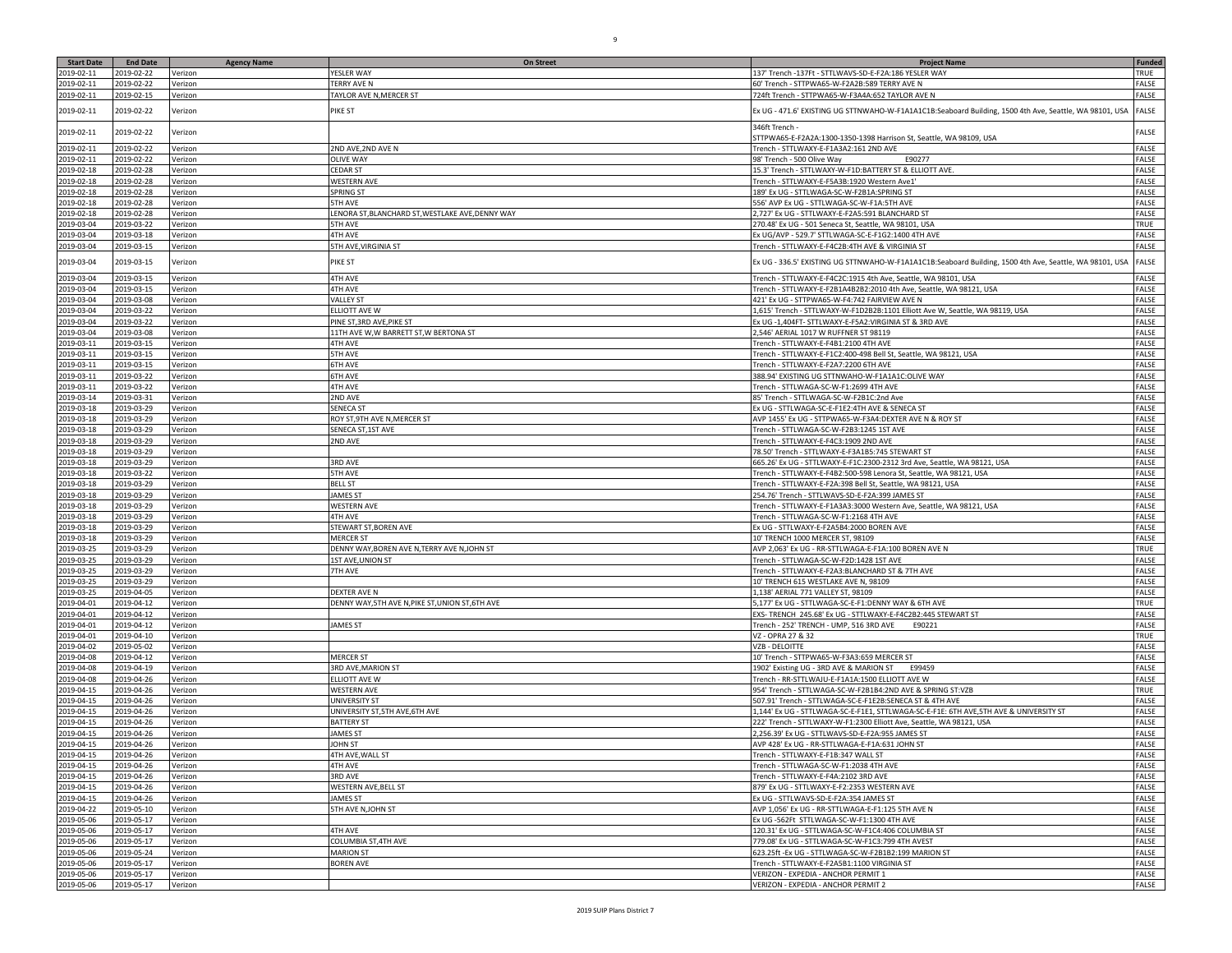| Start Date | End Date | Agency Name | On Street | Project Name | Funded |
|---|---|---|---|---|---|
| 2019-02-11 | 2019-02-22 | Verizon | YESLER WAY | 137' Trench -137Ft - STTLWAVS-SD-E-F2A:186 YESLER WAY | TRUE |
| 2019-02-11 | 2019-02-22 | Verizon | TERRY AVE N | 60' Trench - STTPWA65-W-F2A2B:589 TERRY AVE N | FALSE |
| 2019-02-11 | 2019-02-15 | Verizon | TAYLOR AVE N,MERCER ST | 724ft Trench - STTPWA65-W-F3A4A:652 TAYLOR AVE N | FALSE |
| 2019-02-11 | 2019-02-22 | Verizon | PIKE ST | Ex UG - 471.6' EXISTING UG STTNWAHO-W-F1A1A1C1B:Seaboard Building, 1500 4th Ave, Seattle, WA 98101, USA | FALSE |
| 2019-02-11 | 2019-02-22 | Verizon | | 346ft Trench - STTPWA65-E-F2A2A:1300-1350-1398 Harrison St, Seattle, WA 98109, USA | FALSE |
| 2019-02-11 | 2019-02-22 | Verizon | 2ND AVE,2ND AVE N | Trench - STTLWAXY-E-F1A3A2:161 2ND AVE | FALSE |
| 2019-02-11 | 2019-02-22 | Verizon | OLIVE WAY | 98' Trench - 500 Olive Way E90277 | FALSE |
| 2019-02-18 | 2019-02-28 | Verizon | CEDAR ST | 15.3' Trench - STTLWAXY-W-F1D:BATTERY ST & ELLIOTT AVE. | FALSE |
| 2019-02-18 | 2019-02-28 | Verizon | WESTERN AVE | Trench - STTLWAXY-E-F5A3B:1920 Western Ave1' | FALSE |
| 2019-02-18 | 2019-02-28 | Verizon | SPRING ST | 189' Ex UG - STTLWAGA-SC-W-F2B1A:SPRING ST | FALSE |
| 2019-02-18 | 2019-02-28 | Verizon | 5TH AVE | 556' AVP Ex UG - STTLWAGA-SC-W-F1A:5TH AVE | FALSE |
| 2019-02-18 | 2019-02-28 | Verizon | LENORA ST,BLANCHARD ST,WESTLAKE AVE,DENNY WAY | 2,727' Ex UG - STTLWAXY-E-F2A5:591 BLANCHARD ST | FALSE |
| 2019-03-04 | 2019-03-22 | Verizon | 5TH AVE | 270.48' Ex UG - 501 Seneca St, Seattle, WA 98101, USA | TRUE |
| 2019-03-04 | 2019-03-18 | Verizon | 4TH AVE | Ex UG/AVP - 529.7' STTLWAGA-SC-E-F1G2:1400 4TH AVE | FALSE |
| 2019-03-04 | 2019-03-15 | Verizon | 5TH AVE,VIRGINIA ST | Trench - STTLWAXY-E-F4C2B:4TH AVE & VIRGINIA ST | FALSE |
| 2019-03-04 | 2019-03-15 | Verizon | PIKE ST | Ex UG - 336.5' EXISTING UG STTNWAHO-W-F1A1A1C1B:Seaboard Building, 1500 4th Ave, Seattle, WA 98101, USA | FALSE |
| 2019-03-04 | 2019-03-15 | Verizon | 4TH AVE | Trench - STTLWAXY-E-F4C2C:1915 4th Ave, Seattle, WA 98101, USA | FALSE |
| 2019-03-04 | 2019-03-15 | Verizon | 4TH AVE | Trench - STTLWAXY-E-F2B1A4B2B2:2010 4th Ave, Seattle, WA 98121, USA | FALSE |
| 2019-03-04 | 2019-03-08 | Verizon | VALLEY ST | 421' Ex UG - STTPWA65-W-F4:742 FAIRVIEW AVE N | FALSE |
| 2019-03-04 | 2019-03-22 | Verizon | ELLIOTT AVE W | 1,615' Trench - STTLWAXY-W-F1D2B2B:1101 Elliott Ave W, Seattle, WA 98119, USA | FALSE |
| 2019-03-04 | 2019-03-22 | Verizon | PINE ST,3RD AVE,PIKE ST | Ex UG -1,404FT- STTLWAXY-E-F5A2:VIRGINIA ST & 3RD AVE | FALSE |
| 2019-03-04 | 2019-03-08 | Verizon | 11TH AVE W,W BARRETT ST,W BERTONA ST | 2,546' AERIAL 1017 W RUFFNER ST 98119 | FALSE |
| 2019-03-11 | 2019-03-15 | Verizon | 4TH AVE | Trench - STTLWAXY-E-F4B1:2100 4TH AVE | FALSE |
| 2019-03-11 | 2019-03-15 | Verizon | 5TH AVE | Trench - STTLWAXY-E-F1C2:400-498 Bell St, Seattle, WA 98121, USA | FALSE |
| 2019-03-11 | 2019-03-15 | Verizon | 6TH AVE | Trench - STTLWAXY-E-F2A7:2200 6TH AVE | FALSE |
| 2019-03-11 | 2019-03-22 | Verizon | 6TH AVE | 388.94' EXISTING UG STTNWAHO-W-F1A1A1C:OLIVE WAY | FALSE |
| 2019-03-11 | 2019-03-22 | Verizon | 4TH AVE | Trench - STTLWAGA-SC-W-F1:2699 4TH AVE | FALSE |
| 2019-03-14 | 2019-03-31 | Verizon | 2ND AVE | 85' Trench - STTLWAGA-SC-W-F2B1C:2nd Ave | FALSE |
| 2019-03-18 | 2019-03-29 | Verizon | SENECA ST | Ex UG - STTLWAGA-SC-E-F1E2:4TH AVE & SENECA ST | FALSE |
| 2019-03-18 | 2019-03-29 | Verizon | ROY ST,9TH AVE N,MERCER ST | AVP 1455' Ex UG - STTPWA65-W-F3A4:DEXTER AVE N & ROY ST | FALSE |
| 2019-03-18 | 2019-03-29 | Verizon | SENECA ST,1ST AVE | Trench - STTLWAGA-SC-W-F2B3:1245 1ST AVE | FALSE |
| 2019-03-18 | 2019-03-29 | Verizon | 2ND AVE | Trench - STTLWAXY-E-F4C3:1909 2ND AVE | FALSE |
| 2019-03-18 | 2019-03-29 | Verizon | | 78.50' Trench - STTLWAXY-E-F3A1B5:745 STEWART ST | FALSE |
| 2019-03-18 | 2019-03-29 | Verizon | 3RD AVE | 665.26' Ex UG - STTLWAXY-E-F1C:2300-2312 3rd Ave, Seattle, WA 98121, USA | FALSE |
| 2019-03-18 | 2019-03-22 | Verizon | 5TH AVE | Trench - STTLWAXY-E-F4B2:500-598 Lenora St, Seattle, WA 98121, USA | FALSE |
| 2019-03-18 | 2019-03-29 | Verizon | BELL ST | Trench - STTLWAXY-E-F2A:398 Bell St, Seattle, WA 98121, USA | FALSE |
| 2019-03-18 | 2019-03-29 | Verizon | JAMES ST | 254.76' Trench - STTLWAVS-SD-E-F2A:399 JAMES ST | FALSE |
| 2019-03-18 | 2019-03-29 | Verizon | WESTERN AVE | Trench - STTLWAXY-E-F1A3A3:3000 Western Ave, Seattle, WA 98121, USA | FALSE |
| 2019-03-18 | 2019-03-29 | Verizon | 4TH AVE | Trench - STTLWAGA-SC-W-F1:2168 4TH AVE | FALSE |
| 2019-03-18 | 2019-03-29 | Verizon | STEWART ST,BOREN AVE | Ex UG - STTLWAXY-E-F2A5B4:2000 BOREN AVE | FALSE |
| 2019-03-18 | 2019-03-29 | Verizon | MERCER ST | 10' TRENCH 1000 MERCER ST, 98109 | FALSE |
| 2019-03-25 | 2019-03-29 | Verizon | DENNY WAY,BOREN AVE N,TERRY AVE N,JOHN ST | AVP 2,063' Ex UG - RR-STTLWAGA-E-F1A:100 BOREN AVE N | TRUE |
| 2019-03-25 | 2019-03-29 | Verizon | 1ST AVE,UNION ST | Trench - STTLWAGA-SC-W-F2D:1428 1ST AVE | FALSE |
| 2019-03-25 | 2019-03-29 | Verizon | 7TH AVE | Trench - STTLWAXY-E-F2A3:BLANCHARD ST & 7TH AVE | FALSE |
| 2019-03-25 | 2019-03-29 | Verizon | | 10' TRENCH 615 WESTLAKE AVE N, 98109 | FALSE |
| 2019-03-25 | 2019-04-05 | Verizon | DEXTER AVE N | 1,138' AERIAL 771 VALLEY ST, 98109 | FALSE |
| 2019-04-01 | 2019-04-12 | Verizon | DENNY WAY,5TH AVE N,PIKE ST,UNION ST,6TH AVE | 5,177' Ex UG - STTLWAGA-SC-E-F1:DENNY WAY & 6TH AVE | TRUE |
| 2019-04-01 | 2019-04-12 | Verizon | | EXS- TRENCH 245.68' Ex UG - STTLWAXY-E-F4C2B2:445 STEWART ST | FALSE |
| 2019-04-01 | 2019-04-12 | Verizon | JAMES ST | Trench - 252' TRENCH - UMP, 516 3RD AVE E90221 | FALSE |
| 2019-04-01 | 2019-04-10 | Verizon | | VZ - OPRA 27 & 32 | TRUE |
| 2019-04-02 | 2019-05-02 | Verizon | | VZB - DELOITTE | FALSE |
| 2019-04-08 | 2019-04-12 | Verizon | MERCER ST | 10' Trench - STTPWA65-W-F3A3:659 MERCER ST | FALSE |
| 2019-04-08 | 2019-04-19 | Verizon | 3RD AVE,MARION ST | 1902' Existing UG - 3RD AVE & MARION ST E99459 | FALSE |
| 2019-04-08 | 2019-04-26 | Verizon | ELLIOTT AVE W | Trench - RR-STTLWAJU-E-F1A1A:1500 ELLIOTT AVE W | FALSE |
| 2019-04-15 | 2019-04-26 | Verizon | WESTERN AVE | 954' Trench - STTLWAGA-SC-W-F2B1B4:2ND AVE & SPRING ST:VZB | TRUE |
| 2019-04-15 | 2019-04-26 | Verizon | UNIVERSITY ST | 507.91' Trench - STTLWAGA-SC-E-F1E2B:SENECA ST & 4TH AVE | FALSE |
| 2019-04-15 | 2019-04-26 | Verizon | UNIVERSITY ST,5TH AVE,6TH AVE | 1,144' Ex UG - STTLWAGA-SC-E-F1E1, STTLWAGA-SC-E-F1E: 6TH AVE,5TH AVE & UNIVERSITY ST | FALSE |
| 2019-04-15 | 2019-04-26 | Verizon | BATTERY ST | 222' Trench - STTLWAXY-W-F1:2300 Elliott Ave, Seattle, WA 98121, USA | FALSE |
| 2019-04-15 | 2019-04-26 | Verizon | JAMES ST | 2,256.39' Ex UG - STTLWAVS-SD-E-F2A:955 JAMES ST | FALSE |
| 2019-04-15 | 2019-04-26 | Verizon | JOHN ST | AVP 428' Ex UG - RR-STTLWAGA-E-F1A:631 JOHN ST | FALSE |
| 2019-04-15 | 2019-04-26 | Verizon | 4TH AVE,WALL ST | Trench - STTLWAXY-E-F1B:347 WALL ST | FALSE |
| 2019-04-15 | 2019-04-26 | Verizon | 4TH AVE | Trench - STTLWAGA-SC-W-F1:2038 4TH AVE | FALSE |
| 2019-04-15 | 2019-04-26 | Verizon | 3RD AVE | Trench - STTLWAXY-E-F4A:2102 3RD AVE | FALSE |
| 2019-04-15 | 2019-04-26 | Verizon | WESTERN AVE,BELL ST | 879' Ex UG - STTLWAXY-E-F2:2353 WESTERN AVE | FALSE |
| 2019-04-15 | 2019-04-26 | Verizon | JAMES ST | Ex UG - STTLWAVS-SD-E-F2A:354 JAMES ST | FALSE |
| 2019-04-22 | 2019-05-10 | Verizon | 5TH AVE N,JOHN ST | AVP 1,056' Ex UG - RR-STTLWAGA-E-F1:125 5TH AVE N | FALSE |
| 2019-05-06 | 2019-05-17 | Verizon | | Ex UG -562Ft STTLWAGA-SC-W-F1:1300 4TH AVE | FALSE |
| 2019-05-06 | 2019-05-17 | Verizon | 4TH AVE | 120.31' Ex UG - STTLWAGA-SC-W-F1C4:406 COLUMBIA ST | FALSE |
| 2019-05-06 | 2019-05-17 | Verizon | COLUMBIA ST,4TH AVE | 779.08' Ex UG - STTLWAGA-SC-W-F1C3:799 4TH AVEST | FALSE |
| 2019-05-06 | 2019-05-24 | Verizon | MARION ST | 623.25ft -Ex UG - STTLWAGA-SC-W-F2B1B2:199 MARION ST | FALSE |
| 2019-05-06 | 2019-05-17 | Verizon | BOREN AVE | Trench - STTLWAXY-E-F2A5B1:1100 VIRGINIA ST | FALSE |
| 2019-05-06 | 2019-05-17 | Verizon | | VERIZON - EXPEDIA - ANCHOR PERMIT 1 | FALSE |
| 2019-05-06 | 2019-05-17 | Verizon | | VERIZON - EXPEDIA - ANCHOR PERMIT 2 | FALSE |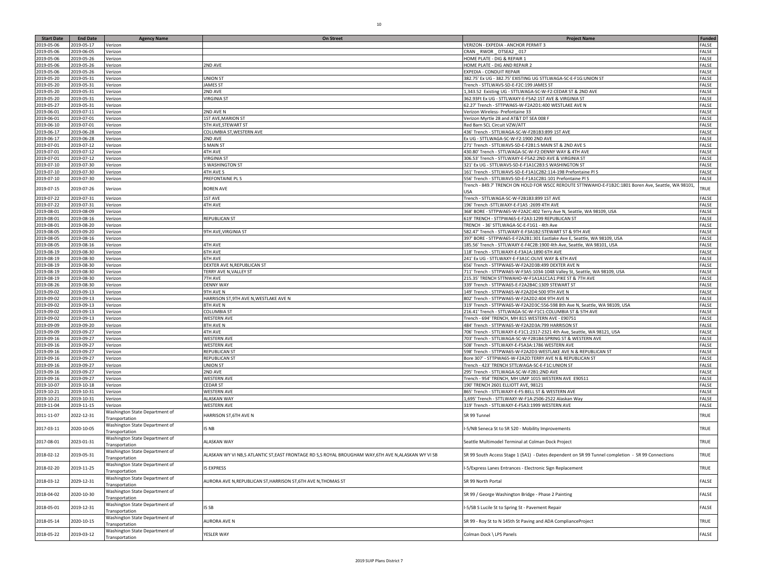| Start Date | End Date | Agency Name | On Street | Project Name | Funded |
|---|---|---|---|---|---|
| 2019-05-06 | 2019-05-17 | Verizon | | VERIZON - EXPEDIA - ANCHOR PERMIT 3 | FALSE |
| 2019-05-06 | 2019-06-05 | Verizon | | CRAN _ RWOR _ DTSEA2 _ 017 | FALSE |
| 2019-05-06 | 2019-05-26 | Verizon | | HOME PLATE - DIG & REPAIR 1 | FALSE |
| 2019-05-06 | 2019-05-26 | Verizon | 2ND AVE | HOME PLATE - DIG AND REPAIR 2 | FALSE |
| 2019-05-06 | 2019-05-26 | Verizon | | EXPEDIA - CONDUIT REPAIR | FALSE |
| 2019-05-20 | 2019-05-31 | Verizon | UNION ST | 382.75' Ex UG - 382.75' EXISTING UG STTLWAGA-SC-E-F1G:UNION ST | FALSE |
| 2019-05-20 | 2019-05-31 | Verizon | JAMES ST | Trench - STTLWAVS-SD-E-F2C:199 JAMES ST | FALSE |
| 2019-05-20 | 2019-05-31 | Verizon | 2ND AVE | 1,343.52 Existing UG - STTLWAGA-SC-W-F2:CEDAR ST & 2ND AVE | FALSE |
| 2019-05-20 | 2019-05-31 | Verizon | VIRGINIA ST | 362.93Ft Ex UG - STTLWAXY-E-F5A2:1ST AVE & VIRGINIA ST | FALSE |
| 2019-05-27 | 2019-05-31 | Verizon | | 62.27' Trench - STTPWA65-W-F2A2D1:400 WESTLAKE AVE N | FALSE |
| 2019-06-01 | 2019-07-11 | Verizon | 2ND AVE N | Verizon Wireless- Prefontaine 33 | FALSE |
| 2019-06-01 | 2019-07-01 | Verizon | 1ST AVE,MARION ST | Verizon Myrtle 28 and AT&T DT SEA 008 F | FALSE |
| 2019-06-10 | 2019-07-01 | Verizon | 5TH AVE,STEWART ST | Red Barn SCL Circuit VZW/ATT | FALSE |
| 2019-06-17 | 2019-06-28 | Verizon | COLUMBIA ST,WESTERN AVE | 436' Trench - STTLWAGA-SC-W-F2B1B3:899 1ST AVE | FALSE |
| 2019-06-17 | 2019-06-28 | Verizon | 2ND AVE | Ex UG - STTLWAGA-SC-W-F2:1900 2ND AVE | FALSE |
| 2019-07-01 | 2019-07-12 | Verizon | S MAIN ST | 271' Trench - STTLWAVS-SD-E-F2B1:S MAIN ST & 2ND AVE S | FALSE |
| 2019-07-01 | 2019-07-12 | Verizon | 4TH AVE | 430.80' Trench - STTLWAGA-SC-W-F2:DENNY WAY & 4TH AVE | FALSE |
| 2019-07-01 | 2019-07-12 | Verizon | VIRGINIA ST | 306.53' Trench - STTLWAXY-E-F5A2:2ND AVE & VIRGINIA ST | FALSE |
| 2019-07-10 | 2019-07-30 | Verizon | S WASHINGTON ST | 321' Ex UG - STTLWAVS-SD-E-F1A1C2B3:S WASHINGTON ST | FALSE |
| 2019-07-10 | 2019-07-30 | Verizon | 4TH AVE S | 161' Trench - STTLWAVS-SD-E-F1A1C2B2:114-198 Prefontaine Pl S | FALSE |
| 2019-07-10 | 2019-07-30 | Verizon | PREFONTAINE PL S | 556' Trench - STTLWAVS-SD-E-F1A1C2B1:101 Prefontaine Pl S | FALSE |
| 2019-07-15 | 2019-07-26 | Verizon | BOREN AVE | Trench - 849.7' TRENCH ON HOLD FOR WSCC REROUTE STTNWAHO-E-F1B2C:1801 Boren Ave, Seattle, WA 98101, USA | TRUE |
| 2019-07-22 | 2019-07-31 | Verizon | 1ST AVE | Trench - STTLWAGA-SC-W-F2B1B3:899 1ST AVE | FALSE |
| 2019-07-22 | 2019-07-31 | Verizon | 4TH AVE | 196' Trench -STTLWAXY-E-F1A5 :2699 4TH AVE | FALSE |
| 2019-08-01 | 2019-08-09 | Verizon | | 368' BORE - STTPWA65-W-F2A2C:402 Terry Ave N, Seattle, WA 98109, USA | FALSE |
| 2019-08-01 | 2019-08-16 | Verizon | REPUBLICAN ST | 619' TRENCH - STTPWA65-E-F2A3:1299 REPUBLICAN ST | FALSE |
| 2019-08-01 | 2019-08-20 | Verizon | | TRENCH - 36' STTLWAGA-SC-E-F1G1 - 4th Ave | FALSE |
| 2019-08-05 | 2019-09-20 | Verizon | 9TH AVE,VIRGINIA ST | 582.47' Trench - STTLWAXY-E-F3A1B2:STEWART ST & 9TH AVE | FALSE |
| 2019-08-05 | 2019-08-16 | Verizon | | 397' BORE - STTPWA65-E-F2A2B1:301 Eastlake Ave E, Seattle, WA 98109, USA | FALSE |
| 2019-08-05 | 2019-08-16 | Verizon | 4TH AVE | 185.56' Trench - STTLWAXY-E-F4C2B:1900 4th Ave, Seattle, WA 98101, USA | FALSE |
| 2019-08-19 | 2019-08-30 | Verizon | 6TH AVE | 118' Trench - STTLWAXY-E-F3A1A:1890 6TH AVE | FALSE |
| 2019-08-19 | 2019-08-30 | Verizon | 6TH AVE | 241' Ex UG - STTLWAXY-E-F3A1C:OLIVE WAY & 6TH AVE | FALSE |
| 2019-08-19 | 2019-08-30 | Verizon | DEXTER AVE N,REPUBLICAN ST | 656' Trench - STTPWA65-W-F2A2D3B:499 DEXTER AVE N | FALSE |
| 2019-08-19 | 2019-08-30 | Verizon | TERRY AVE N,VALLEY ST | 711' Trench - STTPWA65-W-F3A5:1034-1048 Valley St, Seattle, WA 98109, USA | FALSE |
| 2019-08-19 | 2019-08-30 | Verizon | 7TH AVE | 215.35' TRENCH STTNWAHO-W-F1A1A1C1A1:PIKE ST & 7TH AVE | FALSE |
| 2019-08-26 | 2019-08-30 | Verizon | DENNY WAY | 339' Trench - STTPWA65-E-F2A2B4C:1309 STEWART ST | FALSE |
| 2019-09-02 | 2019-09-13 | Verizon | 9TH AVE N | 149' Trench - STTPWA65-W-F2A2D4:500 9TH AVE N | FALSE |
| 2019-09-02 | 2019-09-13 | Verizon | HARRISON ST,9TH AVE N,WESTLAKE AVE N | 802' Trench - STTPWA65-W-F2A2D2:404 9TH AVE N | FALSE |
| 2019-09-02 | 2019-09-13 | Verizon | 8TH AVE N | 319' Trench - STTPWA65-W-F2A2D3C:556-598 8th Ave N, Seattle, WA 98109, USA | FALSE |
| 2019-09-02 | 2019-09-13 | Verizon | COLUMBIA ST | 216.41' Trench - STTLWAGA-SC-W-F1C1:COLUMBIA ST & 5TH AVE | FALSE |
| 2019-09-02 | 2019-09-13 | Verizon | WESTERN AVE | Trench - 694' TRENCH, MH 815 WESTERN AVE - E90751 | FALSE |
| 2019-09-09 | 2019-09-20 | Verizon | 8TH AVE N | 484' Trench - STTPWA65-W-F2A2D3A:799 HARRISON ST | FALSE |
| 2019-09-09 | 2019-09-27 | Verizon | 4TH AVE | 706' Trench - STTLWAXY-E-F1C1:2317-2321 4th Ave, Seattle, WA 98121, USA | FALSE |
| 2019-09-16 | 2019-09-27 | Verizon | WESTERN AVE | 703' Trench - STTLWAGA-SC-W-F2B1B4:SPRING ST & WESTERN AVE | FALSE |
| 2019-09-16 | 2019-09-27 | Verizon | WESTERN AVE | 508' Trench - STTLWAXY-E-F5A3A:1786 WESTERN AVE | FALSE |
| 2019-09-16 | 2019-09-27 | Verizon | REPUBLICAN ST | 598' Trench - STTPWA65-W-F2A2D3:WESTLAKE AVE N & REPUBLICAN ST | FALSE |
| 2019-09-16 | 2019-09-27 | Verizon | REPUBLICAN ST | Bore 307' - STTPWA65-W-F2A2D:TERRY AVE N & REPUBLICAN ST | FALSE |
| 2019-09-16 | 2019-09-27 | Verizon | UNION ST | Trench - 423' TRENCH STTLWAGA-SC-E-F1C:UNION ST | FALSE |
| 2019-09-16 | 2019-09-27 | Verizon | 2ND AVE | 295' Trench - STTLWAGA-SC-W-F2B1:2ND AVE | FALSE |
| 2019-09-16 | 2019-09-27 | Verizon | WESTERN AVE | Trench - 954' TRENCH, MH UMP 1015 WESTERN AVE E90511 | FALSE |
| 2019-10-07 | 2019-10-18 | Verizon | CEDAR ST | 190' TRENCH 2601 ELLIOTT AVE, 98121 | FALSE |
| 2019-10-21 | 2019-10-31 | Verizon | WESTERN AVE | 865' Trench - STTLWAXY-E-F5:BELL ST & WESTERN AVE | FALSE |
| 2019-10-21 | 2019-10-31 | Verizon | ALASKAN WAY | 1,695' Trench - STTLWAXY-W-F1A:2506-2522 Alaskan Way | FALSE |
| 2019-11-04 | 2019-11-15 | Verizon | WESTERN AVE | 319' Trench - STTLWAXY-E-F5A3:1999 WESTERN AVE | FALSE |
| 2011-11-07 | 2022-12-31 | Washington State Department of Transportation | HARRISON ST,6TH AVE N | SR 99 Tunnel | TRUE |
| 2017-03-11 | 2020-10-05 | Washington State Department of Transportation | I5 NB | I-5/NB Seneca St to SR 520 - Mobility Improvements | TRUE |
| 2017-08-01 | 2023-01-31 | Washington State Department of Transportation | ALASKAN WAY | Seattle Multimodel Terminal at Colman Dock Project | TRUE |
| 2018-02-12 | 2019-05-31 | Washington State Department of Transportation | ALASKAN WY VI NB,S ATLANTIC ST,EAST FRONTAGE RD S,S ROYAL BROUGHAM WAY,6TH AVE N,ALASKAN WY VI SB | SR 99 South Access Stage 1 (SA1) - Dates dependent on SR 99 Tunnel completion - SR 99 Connections | TRUE |
| 2018-02-20 | 2019-11-25 | Washington State Department of Transportation | I5 EXPRESS | I-5/Express Lanes Entrances - Electronic Sign Replacement | TRUE |
| 2018-03-12 | 2029-12-31 | Washington State Department of Transportation | AURORA AVE N,REPUBLICAN ST,HARRISON ST,6TH AVE N,THOMAS ST | SR 99 North Portal | FALSE |
| 2018-04-02 | 2020-10-30 | Washington State Department of Transportation | | SR 99 / George Washington Bridge - Phase 2 Painting | FALSE |
| 2018-05-01 | 2019-12-31 | Washington State Department of Transportation | I5 SB | I-5/SB S Lucile St to Spring St - Pavement Repair | FALSE |
| 2018-05-14 | 2020-10-15 | Washington State Department of Transportation | AURORA AVE N | SR 99 - Roy St to N 145th St Paving and ADA ComplianceProject | TRUE |
| 2018-05-22 | 2019-03-12 | Washington State Department of Transportation | YESLER WAY | Colman Dock \ LPS Panels | FALSE |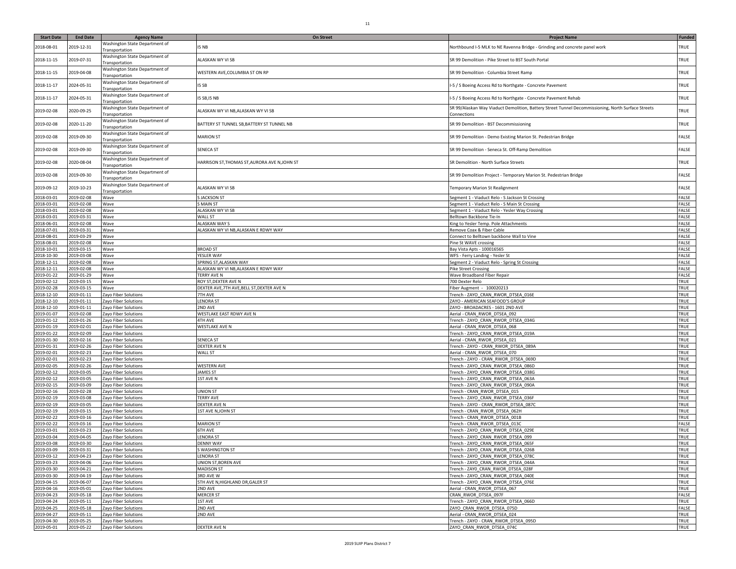| Start Date | End Date | Agency Name | On Street | Project Name | Funded |
|---|---|---|---|---|---|
| 2018-08-01 | 2019-12-31 | Washington State Department of Transportation | I5 NB | Northbound I-5 MLK to NE Ravenna Bridge - Grinding and concrete panel work | TRUE |
| 2018-11-15 | 2019-07-31 | Washington State Department of Transportation | ALASKAN WY VI SB | SR 99 Demolition - Pike Street to BST South Portal | TRUE |
| 2018-11-15 | 2019-04-08 | Washington State Department of Transportation | WESTERN AVE,COLUMBIA ST ON RP | SR 99 Demolition - Columbia Street Ramp | TRUE |
| 2018-11-17 | 2024-05-31 | Washington State Department of Transportation | I5 SB | I-5 / S Boeing Access Rd to Northgate - Concrete Pavement | TRUE |
| 2018-11-17 | 2024-05-31 | Washington State Department of Transportation | I5 SB,I5 NB | I-5 / S Boeing Access Rd to Northgate - Concrete Pavement Rehab | TRUE |
| 2019-02-08 | 2020-09-25 | Washington State Department of Transportation | ALASKAN WY VI NB,ALASKAN WY VI SB | SR 99/Alaskan Way Viaduct Demolition, Battery Street Tunnel Decommissioning, North Surface Streets Connections | TRUE |
| 2019-02-08 | 2020-11-20 | Washington State Department of Transportation | BATTERY ST TUNNEL SB,BATTERY ST TUNNEL NB | SR 99 Demolition - BST Decommissioning | TRUE |
| 2019-02-08 | 2019-09-30 | Washington State Department of Transportation | MARION ST | SR 99 Demolition - Demo Existing Marion St. Pedestrian Bridge | FALSE |
| 2019-02-08 | 2019-09-30 | Washington State Department of Transportation | SENECA ST | SR 99 Demolition - Seneca St. Off-Ramp Demolition | FALSE |
| 2019-02-08 | 2020-08-04 | Washington State Department of Transportation | HARRISON ST,THOMAS ST,AURORA AVE N,JOHN ST | SR Demolition - North Surface Streets | TRUE |
| 2019-02-08 | 2019-09-30 | Washington State Department of Transportation | | SR 99 Demolition Project - Temporary Marion St. Pedestrian Bridge | FALSE |
| 2019-09-12 | 2019-10-23 | Washington State Department of Transportation | ALASKAN WY VI SB | Temporary Marion St Realignment | FALSE |
| 2018-03-01 | 2019-02-08 | Wave | S JACKSON ST | Segment 1 - Viaduct Relo - S Jackson St Crossing | FALSE |
| 2018-03-01 | 2019-02-08 | Wave | S MAIN ST | Segment 1 - Viaduct Relo - S Main St Crossing | FALSE |
| 2018-03-01 | 2019-02-08 | Wave | ALASKAN WY VI SB | Segment 1 - Viaduct Relo - Yesler Way Crossing | FALSE |
| 2018-03-01 | 2019-03-31 | Wave | WALL ST | Belltown Backbone Tie-In | FALSE |
| 2018-06-01 | 2019-02-08 | Wave | ALASKAN WAY S | King to Yesler Temp. Pole Attachments | FALSE |
| 2018-07-01 | 2019-03-31 | Wave | ALASKAN WY VI NB,ALASKAN E RDWY WAY | Remove Coax & Fiber Cable | FALSE |
| 2018-08-01 | 2019-03-29 | Wave | | Connect to Belltown backbone Wall to Vine | FALSE |
| 2018-08-01 | 2019-02-08 | Wave | | Pine St WAVE crossing | FALSE |
| 2018-10-01 | 2019-03-15 | Wave | BROAD ST | Bay Vista Apts - 100016565 | FALSE |
| 2018-10-30 | 2019-03-08 | Wave | YESLER WAY | WFS - Ferry Landing - Yesler St | FALSE |
| 2018-12-11 | 2019-02-08 | Wave | SPRING ST,ALASKAN WAY | Segment 2 - Viaduct Relo - Spring St Crossing | FALSE |
| 2018-12-11 | 2019-02-08 | Wave | ALASKAN WY VI NB,ALASKAN E RDWY WAY | Pike Street Crossing | FALSE |
| 2019-01-22 | 2019-01-29 | Wave | TERRY AVE N | Wave Broadband Fiber Repair | FALSE |
| 2019-02-12 | 2019-03-15 | Wave | ROY ST,DEXTER AVE N | 700 Dexter Relo | TRUE |
| 2019-02-28 | 2019-03-15 | Wave | DEXTER AVE,7TH AVE,BELL ST,DEXTER AVE N | Fiber Augment - 100020213 | TRUE |
| 2018-12-10 | 2019-01-11 | Zayo Fiber Solutions | 7TH AVE | Trench - ZAYO_CRAN_RWOR_DTSEA_016E | TRUE |
| 2018-12-10 | 2019-01-11 | Zayo Fiber Solutions | LENORA ST | ZAYO - AMERICAN SEAFOOD'S GROUP | TRUE |
| 2018-12-10 | 2019-01-11 | Zayo Fiber Solutions | 2ND AVE | ZAYO - BROADACRES - 1601 2ND AVE | TRUE |
| 2019-01-07 | 2019-02-08 | Zayo Fiber Solutions | WESTLAKE EAST RDWY AVE N | Aerial - CRAN_RWOR_DTSEA_092 | TRUE |
| 2019-01-12 | 2019-01-26 | Zayo Fiber Solutions | 4TH AVE | Trench - ZAYO_CRAN_RWOR_DTSEA_034G | TRUE |
| 2019-01-19 | 2019-02-01 | Zayo Fiber Solutions | WESTLAKE AVE N | Aerial - CRAN_RWOR_DTSEA_068 | TRUE |
| 2019-01-22 | 2019-02-09 | Zayo Fiber Solutions | | Trench - ZAYO_CRAN_RWOR_DTSEA_019A | TRUE |
| 2019-01-30 | 2019-02-16 | Zayo Fiber Solutions | SENECA ST | Aerial - CRAN_RWOR_DTSEA_021 | TRUE |
| 2019-01-31 | 2019-02-26 | Zayo Fiber Solutions | DEXTER AVE N | Trench - ZAYO - CRAN_RWOR_DTSEA_089A | TRUE |
| 2019-02-01 | 2019-02-23 | Zayo Fiber Solutions | WALL ST | Aerial - CRAN_RWOR_DTSEA_070 | TRUE |
| 2019-02-01 | 2019-02-23 | Zayo Fiber Solutions | | Trench - ZAYO - CRAN_RWOR_DTSEA_069D | TRUE |
| 2019-02-05 | 2019-02-26 | Zayo Fiber Solutions | WESTERN AVE | Trench - ZAYO_CRAN_RWOR_DTSEA_086D | TRUE |
| 2019-02-12 | 2019-03-05 | Zayo Fiber Solutions | JAMES ST | Trench - ZAYO_CRAN_RWOR_DTSEA_038G | TRUE |
| 2019-02-12 | 2019-03-05 | Zayo Fiber Solutions | 1ST AVE N | Trench - ZAYO_CRAN_RWOR_DTSEA_063A | TRUE |
| 2019-02-15 | 2019-03-09 | Zayo Fiber Solutions | | Trench - ZAYO_CRAN_RWOR_DTSEA_090A | TRUE |
| 2019-02-16 | 2019-02-28 | Zayo Fiber Solutions | UNION ST | Trench - CRAN_RWOR_DTSEA_015 | TRUE |
| 2019-02-19 | 2019-03-08 | Zayo Fiber Solutions | TERRY AVE | Trench - ZAYO_CRAN_RWOR_DTSEA_036F | TRUE |
| 2019-02-19 | 2019-03-05 | Zayo Fiber Solutions | DEXTER AVE N | Trench - ZAYO - CRAN_RWOR_DTSEA_087C | TRUE |
| 2019-02-19 | 2019-03-15 | Zayo Fiber Solutions | 1ST AVE N,JOHN ST | Trench - CRAN_RWOR_DTSEA_062H | TRUE |
| 2019-02-22 | 2019-03-16 | Zayo Fiber Solutions | | Trench - CRAN_RWOR_DTSEA_001B | TRUE |
| 2019-02-22 | 2019-03-16 | Zayo Fiber Solutions | MARION ST | Trench - CRAN_RWOR_DTSEA_013C | FALSE |
| 2019-03-01 | 2019-03-23 | Zayo Fiber Solutions | 6TH AVE | Trench - ZAYO_CRAN_RWOR_DTSEA_029E | TRUE |
| 2019-03-04 | 2019-04-05 | Zayo Fiber Solutions | LENORA ST | Trench - ZAYO_CRAN_RWOR_DTSEA_099 | TRUE |
| 2019-03-08 | 2019-03-30 | Zayo Fiber Solutions | DENNY WAY | Trench - ZAYO_CRAN_RWOR_DTSEA_065F | TRUE |
| 2019-03-09 | 2019-03-31 | Zayo Fiber Solutions | S WASHINGTON ST | Trench - ZAYO_CRAN_RWOR_DTSEA_026B | TRUE |
| 2019-03-12 | 2019-04-23 | Zayo Fiber Solutions | LENORA ST | Trench - ZAYO_CRAN_RWOR_DTSEA_078C | TRUE |
| 2019-03-23 | 2019-04-06 | Zayo Fiber Solutions | UNION ST,BOREN AVE | Trench - ZAYO_CRAN_RWOR_DTSEA_044A | TRUE |
| 2019-03-30 | 2019-04-21 | Zayo Fiber Solutions | MADISON ST | Trench - ZAY0_CRAN_RWOR_DTSEA_028F | TRUE |
| 2019-03-30 | 2019-04-19 | Zayo Fiber Solutions | 3RD AVE W | Trench - ZAYO_CRAN_RWOR_DTSEA_040E | TRUE |
| 2019-04-15 | 2019-06-07 | Zayo Fiber Solutions | 5TH AVE N,HIGHLAND DR,GALER ST | Trench - ZAYO_CRAN_RWOR_DTSEA_076E | TRUE |
| 2019-04-16 | 2019-05-01 | Zayo Fiber Solutions | 2ND AVE | Aerial - CRAN_RWOR_DTSEA_067 | TRUE |
| 2019-04-23 | 2019-05-18 | Zayo Fiber Solutions | MERCER ST | CRAN_RWOR_DTSEA_097F | FALSE |
| 2019-04-24 | 2019-05-11 | Zayo Fiber Solutions | 1ST AVE | Trench - ZAYO_CRAN_RWOR_DTSEA_066D | TRUE |
| 2019-04-25 | 2019-05-18 | Zayo Fiber Solutions | 2ND AVE | ZAYO_CRAN_RWOR_DTSEA_075D | FALSE |
| 2019-04-27 | 2019-05-11 | Zayo Fiber Solutions | 2ND AVE | Aerial - CRAN_RWOR_DTSEA_024 | TRUE |
| 2019-04-30 | 2019-05-25 | Zayo Fiber Solutions | | Trench - ZAYO - CRAN_RWOR_DTSEA_095D | TRUE |
| 2019-05-01 | 2019-05-22 | Zayo Fiber Solutions | DEXTER AVE N | ZAYO_CRAN_RWOR_DTSEA_074C | TRUE |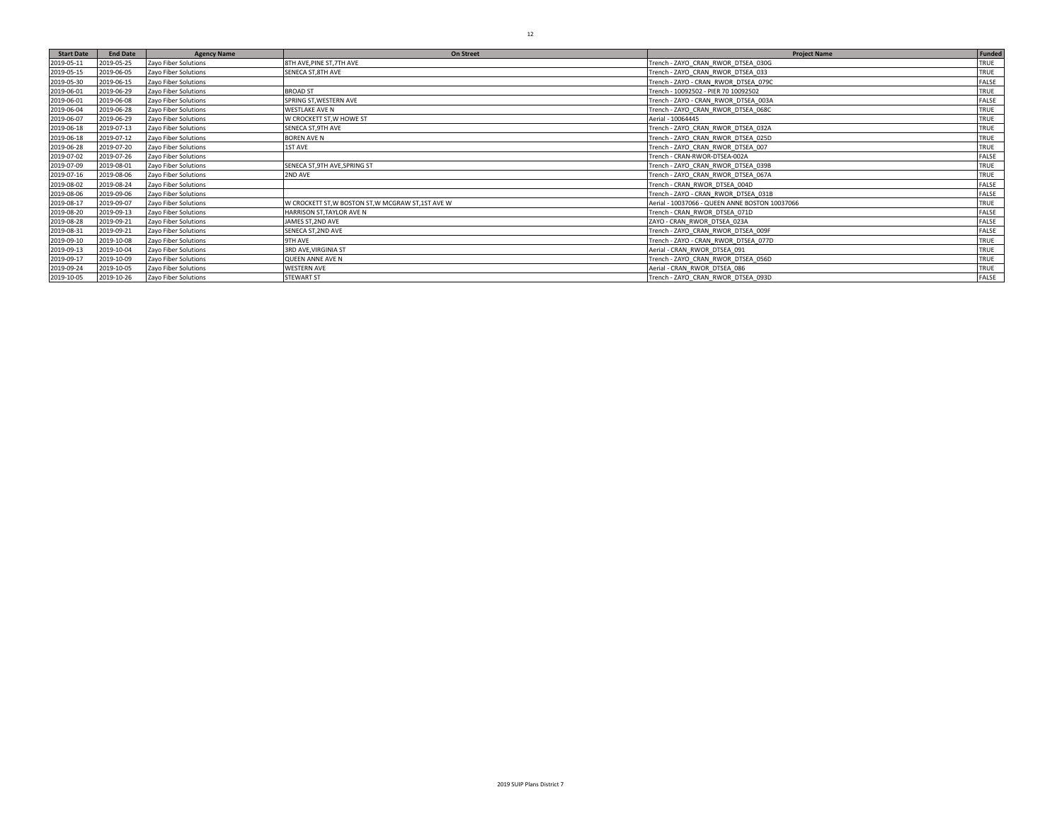| Start Date | End Date | Agency Name | On Street | Project Name | Funded |
|---|---|---|---|---|---|
| 2019-05-11 | 2019-05-25 | Zayo Fiber Solutions | 8TH AVE,PINE ST,7TH AVE | Trench - ZAYO_CRAN_RWOR_DTSEA_030G | TRUE |
| 2019-05-15 | 2019-06-05 | Zayo Fiber Solutions | SENECA ST,8TH AVE | Trench - ZAYO_CRAN_RWOR_DTSEA_033 | TRUE |
| 2019-05-30 | 2019-06-15 | Zayo Fiber Solutions | | Trench - ZAYO - CRAN_RWOR_DTSEA_079C | FALSE |
| 2019-06-01 | 2019-06-29 | Zayo Fiber Solutions | BROAD ST | Trench - 10092502 - PIER 70 10092502 | TRUE |
| 2019-06-01 | 2019-06-08 | Zayo Fiber Solutions | SPRING ST,WESTERN AVE | Trench - ZAYO - CRAN_RWOR_DTSEA_003A | FALSE |
| 2019-06-04 | 2019-06-28 | Zayo Fiber Solutions | WESTLAKE AVE N | Trench - ZAYO_CRAN_RWOR_DTSEA_068C | TRUE |
| 2019-06-07 | 2019-06-29 | Zayo Fiber Solutions | W CROCKETT ST,W HOWE ST | Aerial - 10064445 | TRUE |
| 2019-06-18 | 2019-07-13 | Zayo Fiber Solutions | SENECA ST,9TH AVE | Trench - ZAYO_CRAN_RWOR_DTSEA_032A | TRUE |
| 2019-06-18 | 2019-07-12 | Zayo Fiber Solutions | BOREN AVE N | Trench - ZAYO_CRAN_RWOR_DTSEA_025D | TRUE |
| 2019-06-28 | 2019-07-20 | Zayo Fiber Solutions | 1ST AVE | Trench - ZAYO_CRAN_RWOR_DTSEA_007 | TRUE |
| 2019-07-02 | 2019-07-26 | Zayo Fiber Solutions | | Trench - CRAN-RWOR-DTSEA-002A | FALSE |
| 2019-07-09 | 2019-08-01 | Zayo Fiber Solutions | SENECA ST,9TH AVE,SPRING ST | Trench - ZAYO_CRAN_RWOR_DTSEA_039B | TRUE |
| 2019-07-16 | 2019-08-06 | Zayo Fiber Solutions | 2ND AVE | Trench - ZAYO_CRAN_RWOR_DTSEA_067A | TRUE |
| 2019-08-02 | 2019-08-24 | Zayo Fiber Solutions | | Trench - CRAN_RWOR_DTSEA_004D | FALSE |
| 2019-08-06 | 2019-09-06 | Zayo Fiber Solutions | | Trench - ZAYO - CRAN_RWOR_DTSEA_031B | FALSE |
| 2019-08-17 | 2019-09-07 | Zayo Fiber Solutions | W CROCKETT ST,W BOSTON ST,W MCGRAW ST,1ST AVE W | Aerial - 10037066 - QUEEN ANNE BOSTON 10037066 | TRUE |
| 2019-08-20 | 2019-09-13 | Zayo Fiber Solutions | HARRISON ST,TAYLOR AVE N | Trench - CRAN_RWOR_DTSEA_071D | FALSE |
| 2019-08-28 | 2019-09-21 | Zayo Fiber Solutions | JAMES ST,2ND AVE | ZAYO - CRAN_RWOR_DTSEA_023A | FALSE |
| 2019-08-31 | 2019-09-21 | Zayo Fiber Solutions | SENECA ST,2ND AVE | Trench - ZAYO_CRAN_RWOR_DTSEA_009F | FALSE |
| 2019-09-10 | 2019-10-08 | Zayo Fiber Solutions | 9TH AVE | Trench - ZAYO - CRAN_RWOR_DTSEA_077D | TRUE |
| 2019-09-13 | 2019-10-04 | Zayo Fiber Solutions | 3RD AVE,VIRGINIA ST | Aerial - CRAN_RWOR_DTSEA_091 | TRUE |
| 2019-09-17 | 2019-10-09 | Zayo Fiber Solutions | QUEEN ANNE AVE N | Trench - ZAYO_CRAN_RWOR_DTSEA_056D | TRUE |
| 2019-09-24 | 2019-10-05 | Zayo Fiber Solutions | WESTERN AVE | Aerial - CRAN_RWOR_DTSEA_086 | TRUE |
| 2019-10-05 | 2019-10-26 | Zayo Fiber Solutions | STEWART ST | Trench - ZAYO_CRAN_RWOR_DTSEA_093D | FALSE |